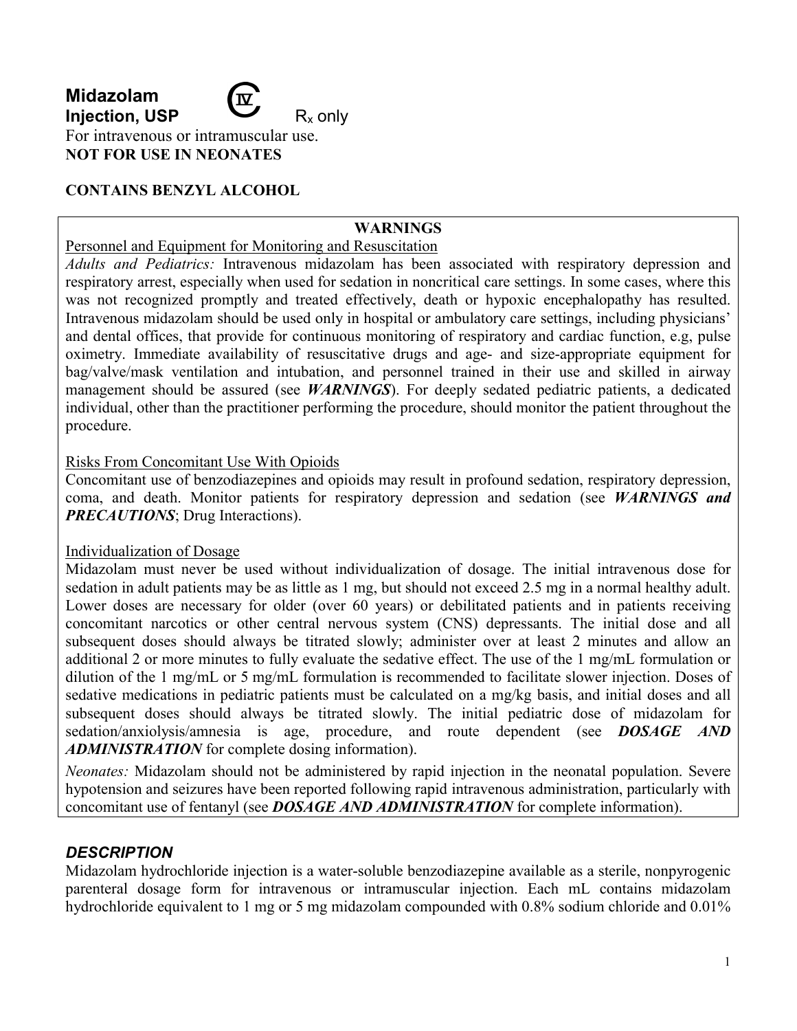**Midazolam Injection, USP** CIV $R_x$ only

For intravenous or intramuscular use.

**NOT FOR USE IN NEONATES**

**CONTAINS BENZYL ALCOHOL**

**WARNINGS**

Personnel and Equipment for Monitoring and Resuscitation

*Adults and Pediatrics:* Intravenous midazolam has been associated with respiratory depression and respiratory arrest, especially when used for sedation in noncritical care settings. In some cases, where this was not recognized promptly and treated effectively, death or hypoxic encephalopathy has resulted. Intravenous midazolam should be used only in hospital or ambulatory care settings, including physicians' and dental offices, that provide for continuous monitoring of respiratory and cardiac function, e.g, pulse oximetry. Immediate availability of resuscitative drugs and age- and size-appropriate equipment for bag/valve/mask ventilation and intubation, and personnel trained in their use and skilled in airway management should be assured (see ***WARNINGS***). For deeply sedated pediatric patients, a dedicated individual, other than the practitioner performing the procedure, should monitor the patient throughout the procedure.

Risks From Concomitant Use With Opioids

Concomitant use of benzodiazepines and opioids may result in profound sedation, respiratory depression, coma, and death. Monitor patients for respiratory depression and sedation (see ***WARNINGS and PRECAUTIONS***; Drug Interactions).

Individualization of Dosage

Midazolam must never be used without individualization of dosage. The initial intravenous dose for sedation in adult patients may be as little as 1 mg, but should not exceed 2.5 mg in a normal healthy adult. Lower doses are necessary for older (over 60 years) or debilitated patients and in patients receiving concomitant narcotics or other central nervous system (CNS) depressants. The initial dose and all subsequent doses should always be titrated slowly; administer over at least 2 minutes and allow an additional 2 or more minutes to fully evaluate the sedative effect. The use of the 1 mg/mL formulation or dilution of the 1 mg/mL or 5 mg/mL formulation is recommended to facilitate slower injection. Doses of sedative medications in pediatric patients must be calculated on a mg/kg basis, and initial doses and all subsequent doses should always be titrated slowly. The initial pediatric dose of midazolam for sedation/anxiolysis/amnesia is age, procedure, and route dependent (see ***DOSAGE AND ADMINISTRATION*** for complete dosing information).

*Neonates:* Midazolam should not be administered by rapid injection in the neonatal population. Severe hypotension and seizures have been reported following rapid intravenous administration, particularly with concomitant use of fentanyl (see ***DOSAGE AND ADMINISTRATION*** for complete information).

## *DESCRIPTION*

Midazolam hydrochloride injection is a water-soluble benzodiazepine available as a sterile, nonpyrogenic parenteral dosage form for intravenous or intramuscular injection. Each mL contains midazolam hydrochloride equivalent to 1 mg or 5 mg midazolam compounded with 0.8% sodium chloride and 0.01%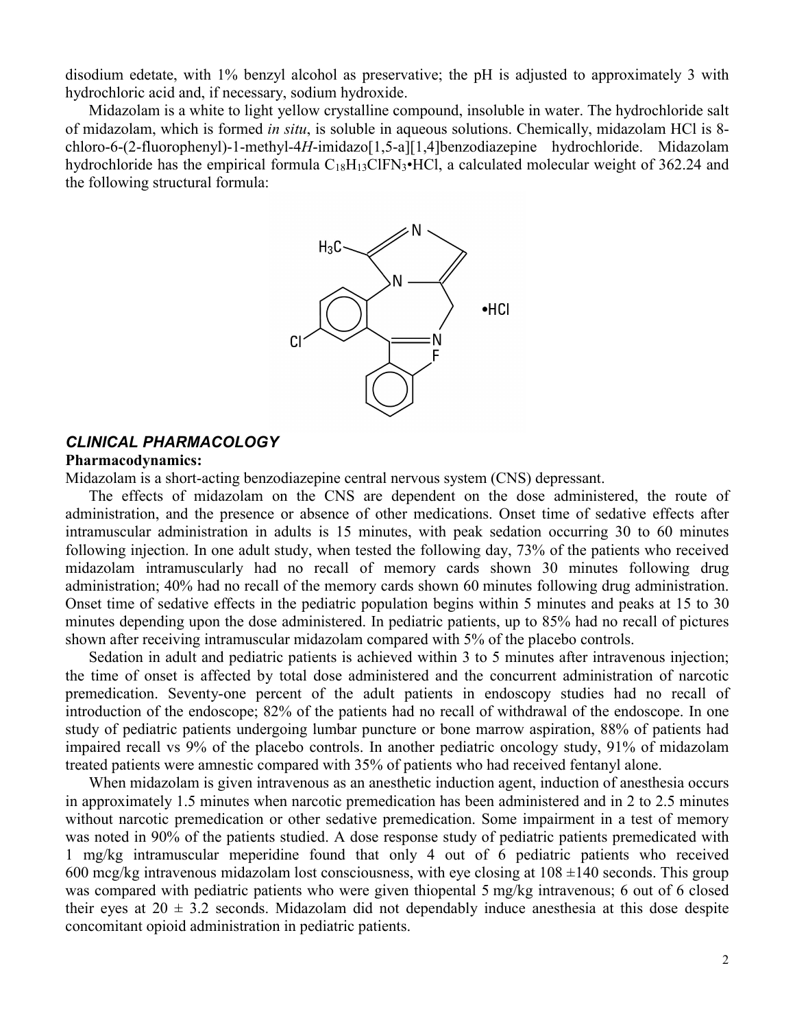disodium edetate, with 1% benzyl alcohol as preservative; the pH is adjusted to approximately 3 with hydrochloric acid and, if necessary, sodium hydroxide.

Midazolam is a white to light yellow crystalline compound, insoluble in water. The hydrochloride salt of midazolam, which is formed *in situ*, is soluble in aqueous solutions. Chemically, midazolam HCl is 8-chloro-6-(2-fluorophenyl)-1-methyl-4*H*-imidazo[1,5-a][1,4]benzodiazepine hydrochloride. Midazolam hydrochloride has the empirical formula $C_{18}H_{13}ClFN_3$•HCl, a calculated molecular weight of 362.24 and the following structural formula:

## *CLINICAL PHARMACOLOGY*

**Pharmacodynamics:**

Midazolam is a short-acting benzodiazepine central nervous system (CNS) depressant.

The effects of midazolam on the CNS are dependent on the dose administered, the route of administration, and the presence or absence of other medications. Onset time of sedative effects after intramuscular administration in adults is 15 minutes, with peak sedation occurring 30 to 60 minutes following injection. In one adult study, when tested the following day, 73% of the patients who received midazolam intramuscularly had no recall of memory cards shown 30 minutes following drug administration; 40% had no recall of the memory cards shown 60 minutes following drug administration. Onset time of sedative effects in the pediatric population begins within 5 minutes and peaks at 15 to 30 minutes depending upon the dose administered. In pediatric patients, up to 85% had no recall of pictures shown after receiving intramuscular midazolam compared with 5% of the placebo controls.

Sedation in adult and pediatric patients is achieved within 3 to 5 minutes after intravenous injection; the time of onset is affected by total dose administered and the concurrent administration of narcotic premedication. Seventy-one percent of the adult patients in endoscopy studies had no recall of introduction of the endoscope; 82% of the patients had no recall of withdrawal of the endoscope. In one study of pediatric patients undergoing lumbar puncture or bone marrow aspiration, 88% of patients had impaired recall vs 9% of the placebo controls. In another pediatric oncology study, 91% of midazolam treated patients were amnestic compared with 35% of patients who had received fentanyl alone.

When midazolam is given intravenous as an anesthetic induction agent, induction of anesthesia occurs in approximately 1.5 minutes when narcotic premedication has been administered and in 2 to 2.5 minutes without narcotic premedication or other sedative premedication. Some impairment in a test of memory was noted in 90% of the patients studied. A dose response study of pediatric patients premedicated with 1 mg/kg intramuscular meperidine found that only 4 out of 6 pediatric patients who received 600 mcg/kg intravenous midazolam lost consciousness, with eye closing at 108 ±140 seconds. This group was compared with pediatric patients who were given thiopental 5 mg/kg intravenous; 6 out of 6 closed their eyes at 20 ± 3.2 seconds. Midazolam did not dependably induce anesthesia at this dose despite concomitant opioid administration in pediatric patients.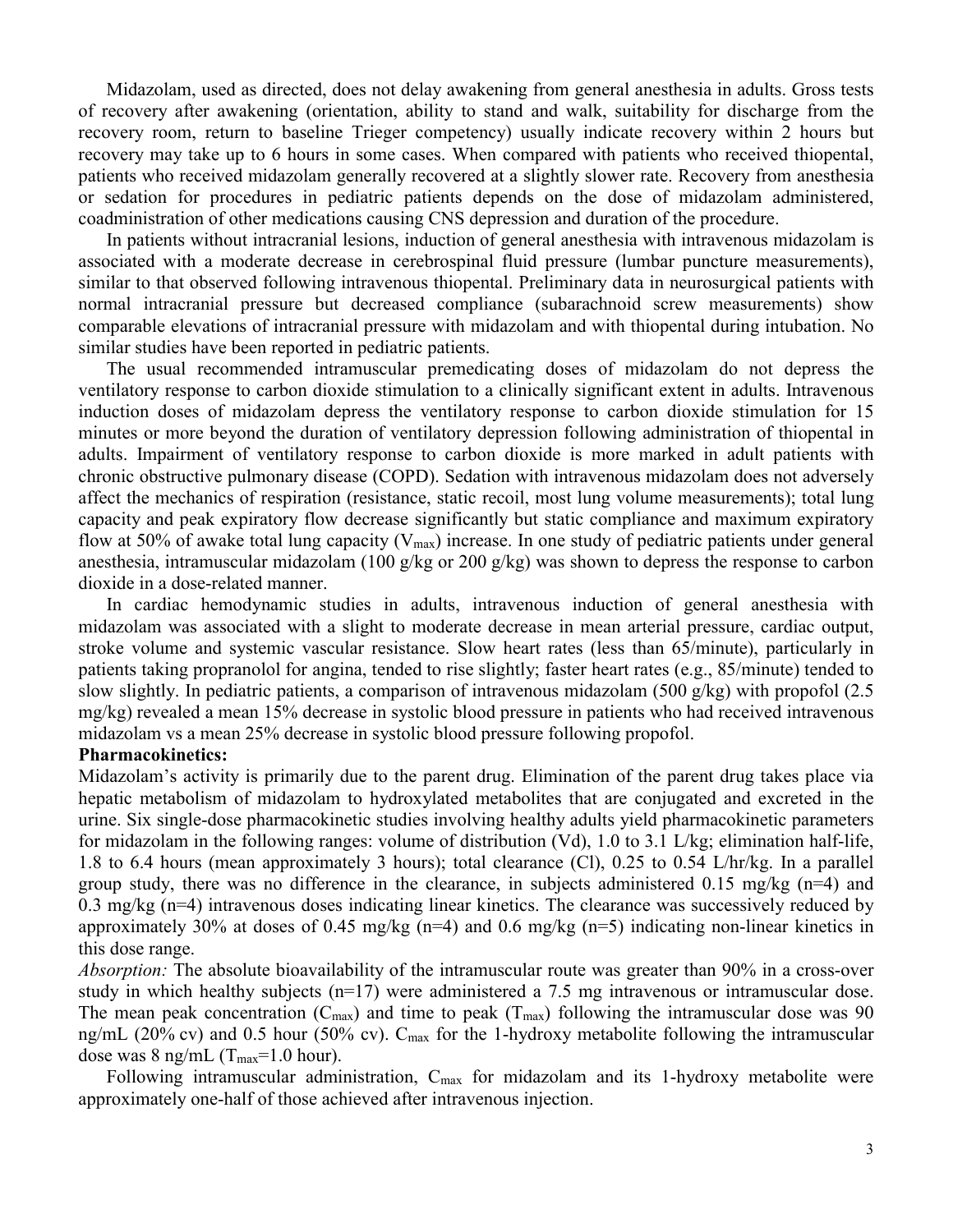Midazolam, used as directed, does not delay awakening from general anesthesia in adults. Gross tests of recovery after awakening (orientation, ability to stand and walk, suitability for discharge from the recovery room, return to baseline Trieger competency) usually indicate recovery within 2 hours but recovery may take up to 6 hours in some cases. When compared with patients who received thiopental, patients who received midazolam generally recovered at a slightly slower rate. Recovery from anesthesia or sedation for procedures in pediatric patients depends on the dose of midazolam administered, coadministration of other medications causing CNS depression and duration of the procedure.

In patients without intracranial lesions, induction of general anesthesia with intravenous midazolam is associated with a moderate decrease in cerebrospinal fluid pressure (lumbar puncture measurements), similar to that observed following intravenous thiopental. Preliminary data in neurosurgical patients with normal intracranial pressure but decreased compliance (subarachnoid screw measurements) show comparable elevations of intracranial pressure with midazolam and with thiopental during intubation. No similar studies have been reported in pediatric patients.

The usual recommended intramuscular premedicating doses of midazolam do not depress the ventilatory response to carbon dioxide stimulation to a clinically significant extent in adults. Intravenous induction doses of midazolam depress the ventilatory response to carbon dioxide stimulation for 15 minutes or more beyond the duration of ventilatory depression following administration of thiopental in adults. Impairment of ventilatory response to carbon dioxide is more marked in adult patients with chronic obstructive pulmonary disease (COPD). Sedation with intravenous midazolam does not adversely affect the mechanics of respiration (resistance, static recoil, most lung volume measurements); total lung capacity and peak expiratory flow decrease significantly but static compliance and maximum expiratory flow at 50% of awake total lung capacity ($V_{max}$) increase. In one study of pediatric patients under general anesthesia, intramuscular midazolam (100 g/kg or 200 g/kg) was shown to depress the response to carbon dioxide in a dose-related manner.

In cardiac hemodynamic studies in adults, intravenous induction of general anesthesia with midazolam was associated with a slight to moderate decrease in mean arterial pressure, cardiac output, stroke volume and systemic vascular resistance. Slow heart rates (less than 65/minute), particularly in patients taking propranolol for angina, tended to rise slightly; faster heart rates (e.g., 85/minute) tended to slow slightly. In pediatric patients, a comparison of intravenous midazolam (500 g/kg) with propofol (2.5 mg/kg) revealed a mean 15% decrease in systolic blood pressure in patients who had received intravenous midazolam vs a mean 25% decrease in systolic blood pressure following propofol.

**Pharmacokinetics:**

Midazolam's activity is primarily due to the parent drug. Elimination of the parent drug takes place via hepatic metabolism of midazolam to hydroxylated metabolites that are conjugated and excreted in the urine. Six single-dose pharmacokinetic studies involving healthy adults yield pharmacokinetic parameters for midazolam in the following ranges: volume of distribution (Vd), 1.0 to 3.1 L/kg; elimination half-life, 1.8 to 6.4 hours (mean approximately 3 hours); total clearance (Cl), 0.25 to 0.54 L/hr/kg. In a parallel group study, there was no difference in the clearance, in subjects administered 0.15 mg/kg (n=4) and 0.3 mg/kg (n=4) intravenous doses indicating linear kinetics. The clearance was successively reduced by approximately 30% at doses of 0.45 mg/kg (n=4) and 0.6 mg/kg (n=5) indicating non-linear kinetics in this dose range.

*Absorption:* The absolute bioavailability of the intramuscular route was greater than 90% in a cross-over study in which healthy subjects (n=17) were administered a 7.5 mg intravenous or intramuscular dose. The mean peak concentration ($C_{max}$) and time to peak ($T_{max}$) following the intramuscular dose was 90 ng/mL (20% cv) and 0.5 hour (50% cv). $C_{max}$ for the 1-hydroxy metabolite following the intramuscular dose was 8 ng/mL ($T_{max}$=1.0 hour).

Following intramuscular administration, $C_{max}$ for midazolam and its 1-hydroxy metabolite were approximately one-half of those achieved after intravenous injection.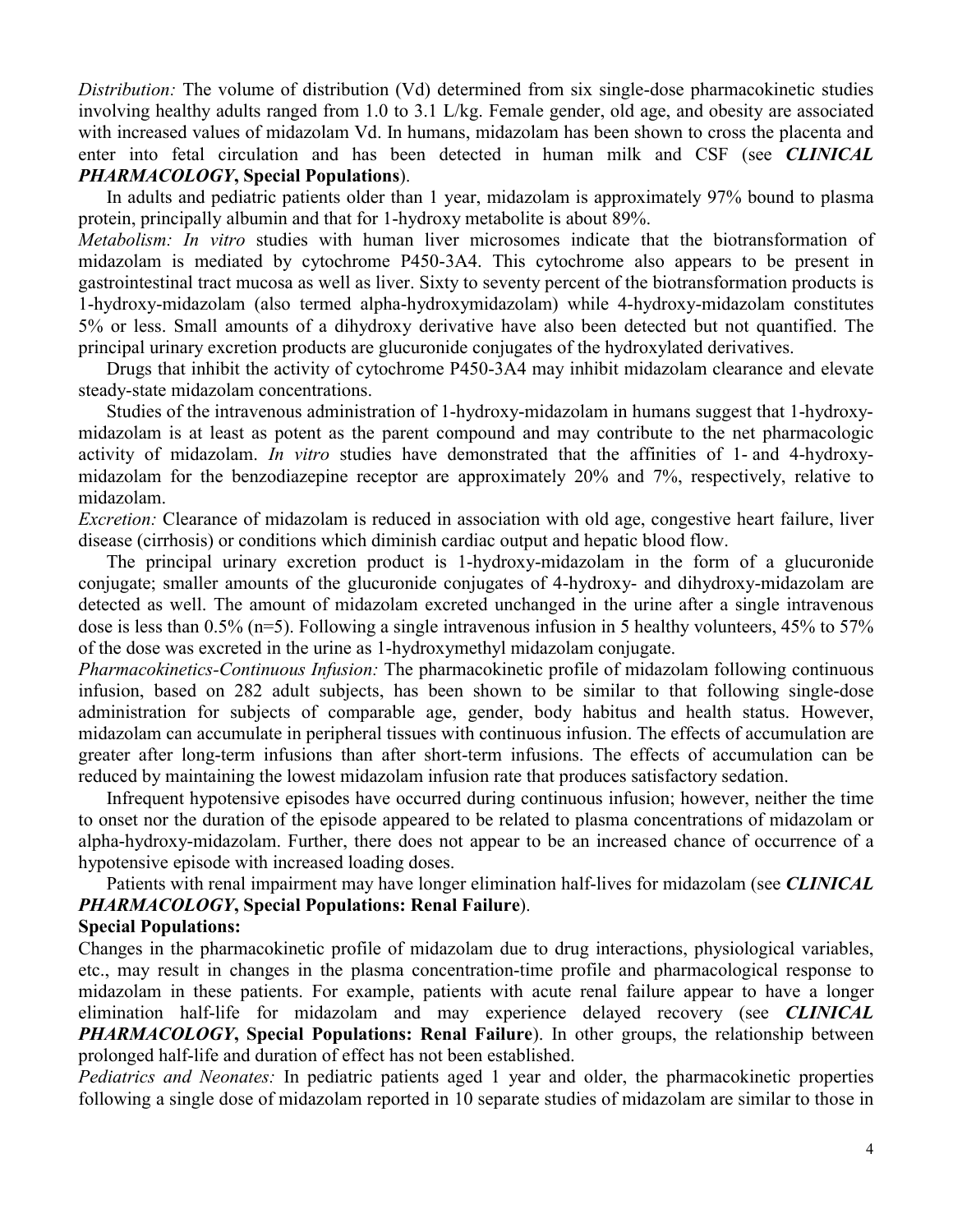*Distribution:* The volume of distribution (Vd) determined from six single-dose pharmacokinetic studies involving healthy adults ranged from 1.0 to 3.1 L/kg. Female gender, old age, and obesity are associated with increased values of midazolam Vd. In humans, midazolam has been shown to cross the placenta and enter into fetal circulation and has been detected in human milk and CSF (see ***CLINICAL PHARMACOLOGY*, Special Populations**).

In adults and pediatric patients older than 1 year, midazolam is approximately 97% bound to plasma protein, principally albumin and that for 1-hydroxy metabolite is about 89%.

*Metabolism: In vitro* studies with human liver microsomes indicate that the biotransformation of midazolam is mediated by cytochrome P450-3A4. This cytochrome also appears to be present in gastrointestinal tract mucosa as well as liver. Sixty to seventy percent of the biotransformation products is 1-hydroxy-midazolam (also termed alpha-hydroxymidazolam) while 4-hydroxy-midazolam constitutes 5% or less. Small amounts of a dihydroxy derivative have also been detected but not quantified. The principal urinary excretion products are glucuronide conjugates of the hydroxylated derivatives.

Drugs that inhibit the activity of cytochrome P450-3A4 may inhibit midazolam clearance and elevate steady-state midazolam concentrations.

Studies of the intravenous administration of 1-hydroxy-midazolam in humans suggest that 1-hydroxy-midazolam is at least as potent as the parent compound and may contribute to the net pharmacologic activity of midazolam. *In vitro* studies have demonstrated that the affinities of 1- and 4-hydroxy-midazolam for the benzodiazepine receptor are approximately 20% and 7%, respectively, relative to midazolam.

*Excretion:* Clearance of midazolam is reduced in association with old age, congestive heart failure, liver disease (cirrhosis) or conditions which diminish cardiac output and hepatic blood flow.

The principal urinary excretion product is 1-hydroxy-midazolam in the form of a glucuronide conjugate; smaller amounts of the glucuronide conjugates of 4-hydroxy- and dihydroxy-midazolam are detected as well. The amount of midazolam excreted unchanged in the urine after a single intravenous dose is less than 0.5% (n=5). Following a single intravenous infusion in 5 healthy volunteers, 45% to 57% of the dose was excreted in the urine as 1-hydroxymethyl midazolam conjugate.

*Pharmacokinetics-Continuous Infusion:* The pharmacokinetic profile of midazolam following continuous infusion, based on 282 adult subjects, has been shown to be similar to that following single-dose administration for subjects of comparable age, gender, body habitus and health status. However, midazolam can accumulate in peripheral tissues with continuous infusion. The effects of accumulation are greater after long-term infusions than after short-term infusions. The effects of accumulation can be reduced by maintaining the lowest midazolam infusion rate that produces satisfactory sedation.

Infrequent hypotensive episodes have occurred during continuous infusion; however, neither the time to onset nor the duration of the episode appeared to be related to plasma concentrations of midazolam or alpha-hydroxy-midazolam. Further, there does not appear to be an increased chance of occurrence of a hypotensive episode with increased loading doses.

Patients with renal impairment may have longer elimination half-lives for midazolam (see ***CLINICAL PHARMACOLOGY*, Special Populations: Renal Failure**).

**Special Populations:**

Changes in the pharmacokinetic profile of midazolam due to drug interactions, physiological variables, etc., may result in changes in the plasma concentration-time profile and pharmacological response to midazolam in these patients. For example, patients with acute renal failure appear to have a longer elimination half-life for midazolam and may experience delayed recovery (see ***CLINICAL PHARMACOLOGY*, Special Populations: Renal Failure**). In other groups, the relationship between prolonged half-life and duration of effect has not been established.

*Pediatrics and Neonates:* In pediatric patients aged 1 year and older, the pharmacokinetic properties following a single dose of midazolam reported in 10 separate studies of midazolam are similar to those in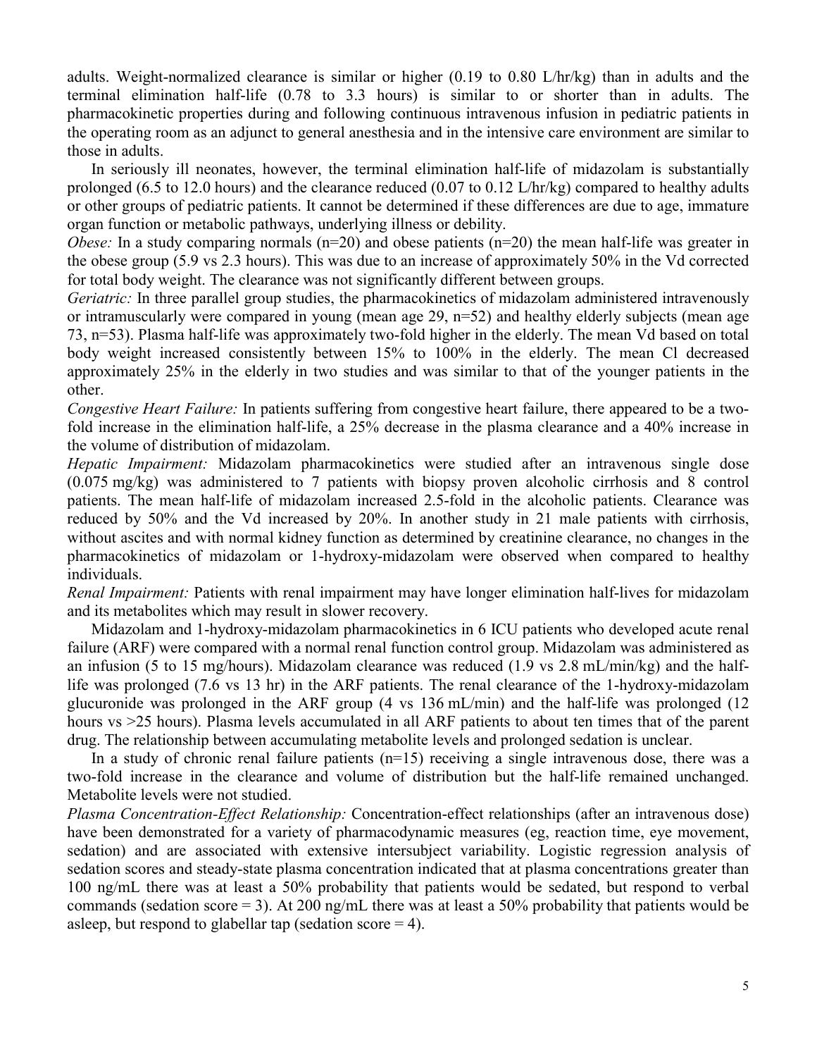adults. Weight-normalized clearance is similar or higher (0.19 to 0.80 L/hr/kg) than in adults and the terminal elimination half-life (0.78 to 3.3 hours) is similar to or shorter than in adults. The pharmacokinetic properties during and following continuous intravenous infusion in pediatric patients in the operating room as an adjunct to general anesthesia and in the intensive care environment are similar to those in adults.

In seriously ill neonates, however, the terminal elimination half-life of midazolam is substantially prolonged (6.5 to 12.0 hours) and the clearance reduced (0.07 to 0.12 L/hr/kg) compared to healthy adults or other groups of pediatric patients. It cannot be determined if these differences are due to age, immature organ function or metabolic pathways, underlying illness or debility.

*Obese:* In a study comparing normals (n=20) and obese patients (n=20) the mean half-life was greater in the obese group (5.9 vs 2.3 hours). This was due to an increase of approximately 50% in the Vd corrected for total body weight. The clearance was not significantly different between groups.

*Geriatric:* In three parallel group studies, the pharmacokinetics of midazolam administered intravenously or intramuscularly were compared in young (mean age 29, n=52) and healthy elderly subjects (mean age 73, n=53). Plasma half-life was approximately two-fold higher in the elderly. The mean Vd based on total body weight increased consistently between 15% to 100% in the elderly. The mean Cl decreased approximately 25% in the elderly in two studies and was similar to that of the younger patients in the other.

*Congestive Heart Failure:* In patients suffering from congestive heart failure, there appeared to be a two-fold increase in the elimination half-life, a 25% decrease in the plasma clearance and a 40% increase in the volume of distribution of midazolam.

*Hepatic Impairment:* Midazolam pharmacokinetics were studied after an intravenous single dose (0.075 mg/kg) was administered to 7 patients with biopsy proven alcoholic cirrhosis and 8 control patients. The mean half-life of midazolam increased 2.5-fold in the alcoholic patients. Clearance was reduced by 50% and the Vd increased by 20%. In another study in 21 male patients with cirrhosis, without ascites and with normal kidney function as determined by creatinine clearance, no changes in the pharmacokinetics of midazolam or 1-hydroxy-midazolam were observed when compared to healthy individuals.

*Renal Impairment:* Patients with renal impairment may have longer elimination half-lives for midazolam and its metabolites which may result in slower recovery.

Midazolam and 1-hydroxy-midazolam pharmacokinetics in 6 ICU patients who developed acute renal failure (ARF) were compared with a normal renal function control group. Midazolam was administered as an infusion (5 to 15 mg/hours). Midazolam clearance was reduced (1.9 vs 2.8 mL/min/kg) and the half-life was prolonged (7.6 vs 13 hr) in the ARF patients. The renal clearance of the 1-hydroxy-midazolam glucuronide was prolonged in the ARF group (4 vs 136 mL/min) and the half-life was prolonged (12 hours vs >25 hours). Plasma levels accumulated in all ARF patients to about ten times that of the parent drug. The relationship between accumulating metabolite levels and prolonged sedation is unclear.

In a study of chronic renal failure patients (n=15) receiving a single intravenous dose, there was a two-fold increase in the clearance and volume of distribution but the half-life remained unchanged. Metabolite levels were not studied.

*Plasma Concentration-Effect Relationship:* Concentration-effect relationships (after an intravenous dose) have been demonstrated for a variety of pharmacodynamic measures (eg, reaction time, eye movement, sedation) and are associated with extensive intersubject variability. Logistic regression analysis of sedation scores and steady-state plasma concentration indicated that at plasma concentrations greater than 100 ng/mL there was at least a 50% probability that patients would be sedated, but respond to verbal commands (sedation score = 3). At 200 ng/mL there was at least a 50% probability that patients would be asleep, but respond to glabellar tap (sedation score = 4).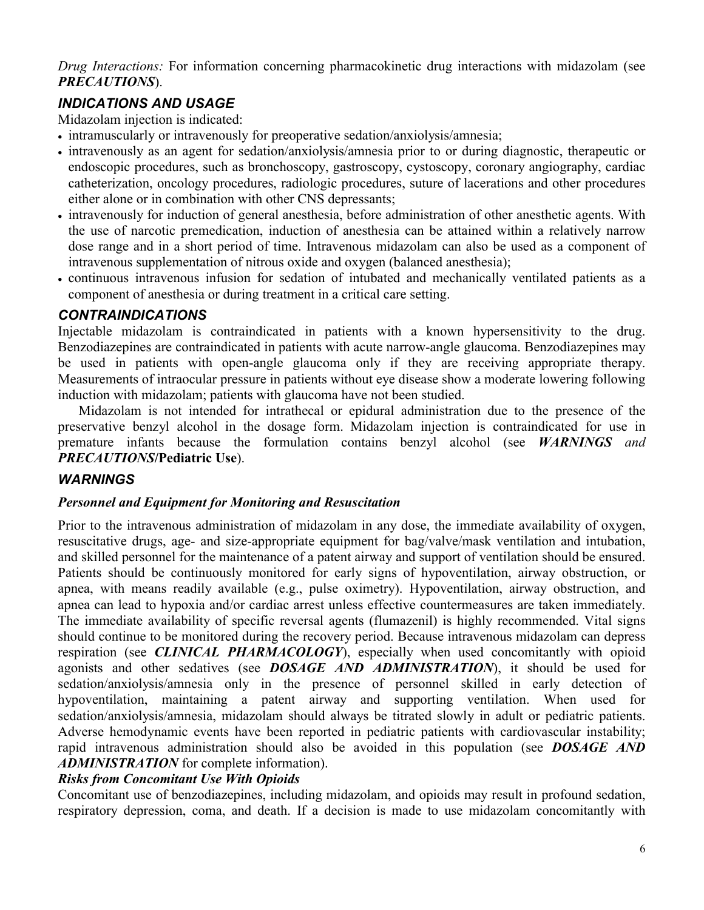*Drug Interactions:* For information concerning pharmacokinetic drug interactions with midazolam (see ***PRECAUTIONS***).

## *INDICATIONS AND USAGE*

Midazolam injection is indicated:

- intramuscularly or intravenously for preoperative sedation/anxiolysis/amnesia;
- intravenously as an agent for sedation/anxiolysis/amnesia prior to or during diagnostic, therapeutic or endoscopic procedures, such as bronchoscopy, gastroscopy, cystoscopy, coronary angiography, cardiac catheterization, oncology procedures, radiologic procedures, suture of lacerations and other procedures either alone or in combination with other CNS depressants;
- intravenously for induction of general anesthesia, before administration of other anesthetic agents. With the use of narcotic premedication, induction of anesthesia can be attained within a relatively narrow dose range and in a short period of time. Intravenous midazolam can also be used as a component of intravenous supplementation of nitrous oxide and oxygen (balanced anesthesia);
- continuous intravenous infusion for sedation of intubated and mechanically ventilated patients as a component of anesthesia or during treatment in a critical care setting.

## *CONTRAINDICATIONS*

Injectable midazolam is contraindicated in patients with a known hypersensitivity to the drug. Benzodiazepines are contraindicated in patients with acute narrow-angle glaucoma. Benzodiazepines may be used in patients with open-angle glaucoma only if they are receiving appropriate therapy. Measurements of intraocular pressure in patients without eye disease show a moderate lowering following induction with midazolam; patients with glaucoma have not been studied.

Midazolam is not intended for intrathecal or epidural administration due to the presence of the preservative benzyl alcohol in the dosage form. Midazolam injection is contraindicated for use in premature infants because the formulation contains benzyl alcohol (see ***WARNINGS*** *and* ***PRECAUTIONS*/Pediatric Use**).

## *WARNINGS*

### *Personnel and Equipment for Monitoring and Resuscitation*

Prior to the intravenous administration of midazolam in any dose, the immediate availability of oxygen, resuscitative drugs, age- and size-appropriate equipment for bag/valve/mask ventilation and intubation, and skilled personnel for the maintenance of a patent airway and support of ventilation should be ensured. Patients should be continuously monitored for early signs of hypoventilation, airway obstruction, or apnea, with means readily available (e.g., pulse oximetry). Hypoventilation, airway obstruction, and apnea can lead to hypoxia and/or cardiac arrest unless effective countermeasures are taken immediately. The immediate availability of specific reversal agents (flumazenil) is highly recommended. Vital signs should continue to be monitored during the recovery period. Because intravenous midazolam can depress respiration (see ***CLINICAL PHARMACOLOGY***), especially when used concomitantly with opioid agonists and other sedatives (see ***DOSAGE AND ADMINISTRATION***), it should be used for sedation/anxiolysis/amnesia only in the presence of personnel skilled in early detection of hypoventilation, maintaining a patent airway and supporting ventilation. When used for sedation/anxiolysis/amnesia, midazolam should always be titrated slowly in adult or pediatric patients. Adverse hemodynamic events have been reported in pediatric patients with cardiovascular instability; rapid intravenous administration should also be avoided in this population (see ***DOSAGE AND ADMINISTRATION*** for complete information).

### *Risks from Concomitant Use With Opioids*

Concomitant use of benzodiazepines, including midazolam, and opioids may result in profound sedation, respiratory depression, coma, and death. If a decision is made to use midazolam concomitantly with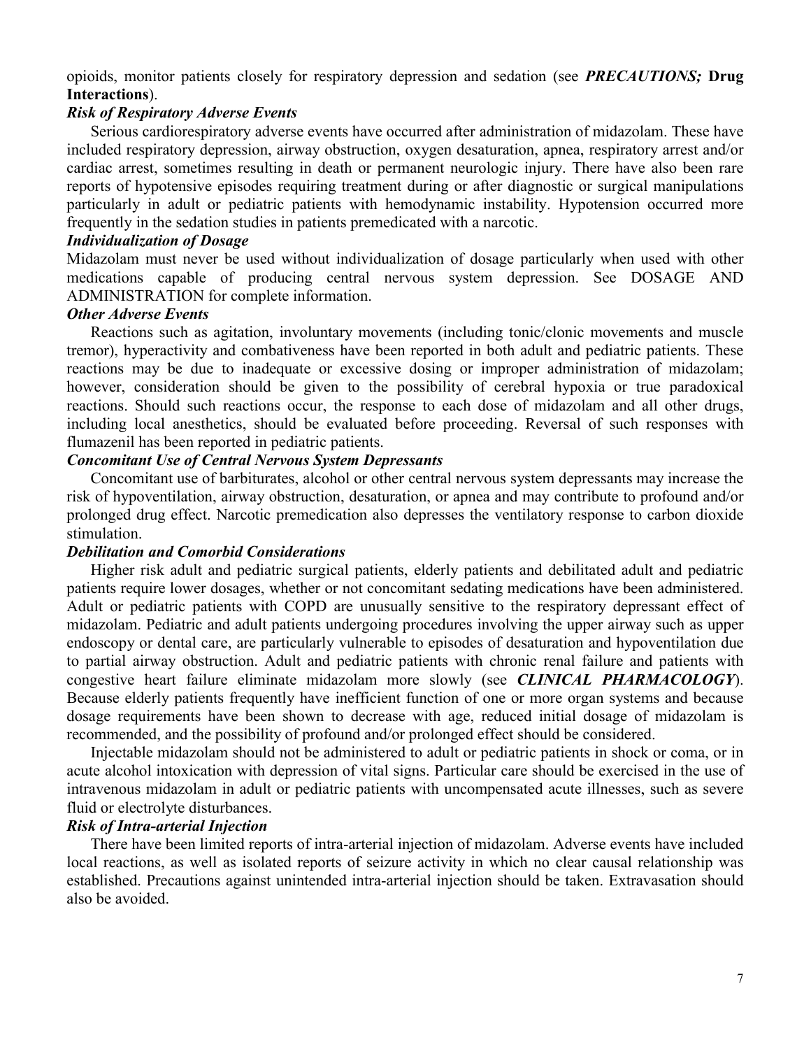opioids, monitor patients closely for respiratory depression and sedation (see ***PRECAUTIONS;*** **Drug Interactions**).

***Risk of Respiratory Adverse Events***

Serious cardiorespiratory adverse events have occurred after administration of midazolam. These have included respiratory depression, airway obstruction, oxygen desaturation, apnea, respiratory arrest and/or cardiac arrest, sometimes resulting in death or permanent neurologic injury. There have also been rare reports of hypotensive episodes requiring treatment during or after diagnostic or surgical manipulations particularly in adult or pediatric patients with hemodynamic instability. Hypotension occurred more frequently in the sedation studies in patients premedicated with a narcotic.

***Individualization of Dosage***

Midazolam must never be used without individualization of dosage particularly when used with other medications capable of producing central nervous system depression. See DOSAGE AND ADMINISTRATION for complete information.

***Other Adverse Events***

Reactions such as agitation, involuntary movements (including tonic/clonic movements and muscle tremor), hyperactivity and combativeness have been reported in both adult and pediatric patients. These reactions may be due to inadequate or excessive dosing or improper administration of midazolam; however, consideration should be given to the possibility of cerebral hypoxia or true paradoxical reactions. Should such reactions occur, the response to each dose of midazolam and all other drugs, including local anesthetics, should be evaluated before proceeding. Reversal of such responses with flumazenil has been reported in pediatric patients.

***Concomitant Use of Central Nervous System Depressants***

Concomitant use of barbiturates, alcohol or other central nervous system depressants may increase the risk of hypoventilation, airway obstruction, desaturation, or apnea and may contribute to profound and/or prolonged drug effect. Narcotic premedication also depresses the ventilatory response to carbon dioxide stimulation.

***Debilitation and Comorbid Considerations***

Higher risk adult and pediatric surgical patients, elderly patients and debilitated adult and pediatric patients require lower dosages, whether or not concomitant sedating medications have been administered. Adult or pediatric patients with COPD are unusually sensitive to the respiratory depressant effect of midazolam. Pediatric and adult patients undergoing procedures involving the upper airway such as upper endoscopy or dental care, are particularly vulnerable to episodes of desaturation and hypoventilation due to partial airway obstruction. Adult and pediatric patients with chronic renal failure and patients with congestive heart failure eliminate midazolam more slowly (see ***CLINICAL PHARMACOLOGY***). Because elderly patients frequently have inefficient function of one or more organ systems and because dosage requirements have been shown to decrease with age, reduced initial dosage of midazolam is recommended, and the possibility of profound and/or prolonged effect should be considered.

Injectable midazolam should not be administered to adult or pediatric patients in shock or coma, or in acute alcohol intoxication with depression of vital signs. Particular care should be exercised in the use of intravenous midazolam in adult or pediatric patients with uncompensated acute illnesses, such as severe fluid or electrolyte disturbances.

***Risk of Intra-arterial Injection***

There have been limited reports of intra-arterial injection of midazolam. Adverse events have included local reactions, as well as isolated reports of seizure activity in which no clear causal relationship was established. Precautions against unintended intra-arterial injection should be taken. Extravasation should also be avoided.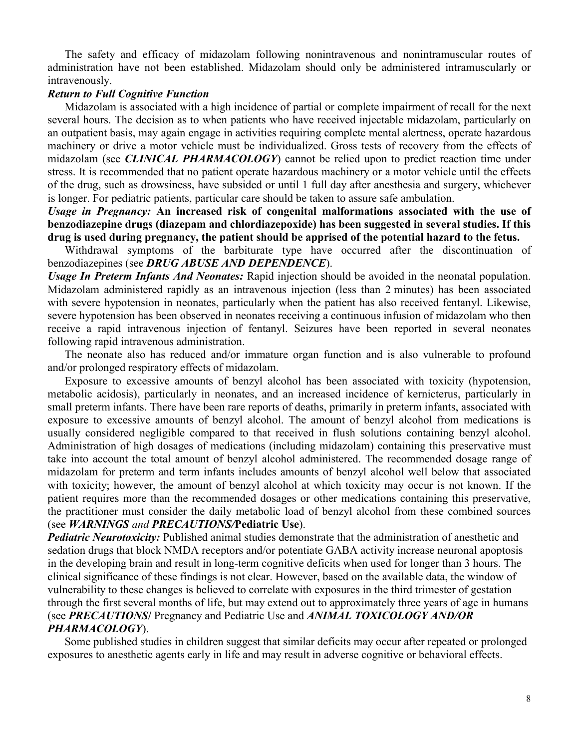The safety and efficacy of midazolam following nonintravenous and nonintramuscular routes of administration have not been established. Midazolam should only be administered intramuscularly or intravenously.

***Return to Full Cognitive Function***

Midazolam is associated with a high incidence of partial or complete impairment of recall for the next several hours. The decision as to when patients who have received injectable midazolam, particularly on an outpatient basis, may again engage in activities requiring complete mental alertness, operate hazardous machinery or drive a motor vehicle must be individualized. Gross tests of recovery from the effects of midazolam (see ***CLINICAL PHARMACOLOGY***) cannot be relied upon to predict reaction time under stress. It is recommended that no patient operate hazardous machinery or a motor vehicle until the effects of the drug, such as drowsiness, have subsided or until 1 full day after anesthesia and surgery, whichever is longer. For pediatric patients, particular care should be taken to assure safe ambulation.

***Usage in Pregnancy:*** **An increased risk of congenital malformations associated with the use of benzodiazepine drugs (diazepam and chlordiazepoxide) has been suggested in several studies. If this drug is used during pregnancy, the patient should be apprised of the potential hazard to the fetus.**

Withdrawal symptoms of the barbiturate type have occurred after the discontinuation of benzodiazepines (see ***DRUG ABUSE AND DEPENDENCE***).

***Usage In Preterm Infants And Neonates:*** Rapid injection should be avoided in the neonatal population. Midazolam administered rapidly as an intravenous injection (less than 2 minutes) has been associated with severe hypotension in neonates, particularly when the patient has also received fentanyl. Likewise, severe hypotension has been observed in neonates receiving a continuous infusion of midazolam who then receive a rapid intravenous injection of fentanyl. Seizures have been reported in several neonates following rapid intravenous administration.

The neonate also has reduced and/or immature organ function and is also vulnerable to profound and/or prolonged respiratory effects of midazolam.

Exposure to excessive amounts of benzyl alcohol has been associated with toxicity (hypotension, metabolic acidosis), particularly in neonates, and an increased incidence of kernicterus, particularly in small preterm infants. There have been rare reports of deaths, primarily in preterm infants, associated with exposure to excessive amounts of benzyl alcohol. The amount of benzyl alcohol from medications is usually considered negligible compared to that received in flush solutions containing benzyl alcohol. Administration of high dosages of medications (including midazolam) containing this preservative must take into account the total amount of benzyl alcohol administered. The recommended dosage range of midazolam for preterm and term infants includes amounts of benzyl alcohol well below that associated with toxicity; however, the amount of benzyl alcohol at which toxicity may occur is not known. If the patient requires more than the recommended dosages or other medications containing this preservative, the practitioner must consider the daily metabolic load of benzyl alcohol from these combined sources (see ***WARNINGS*** *and* ***PRECAUTIONS/*Pediatric Use**).

***Pediatric Neurotoxicity:*** Published animal studies demonstrate that the administration of anesthetic and sedation drugs that block NMDA receptors and/or potentiate GABA activity increase neuronal apoptosis in the developing brain and result in long-term cognitive deficits when used for longer than 3 hours. The clinical significance of these findings is not clear. However, based on the available data, the window of vulnerability to these changes is believed to correlate with exposures in the third trimester of gestation through the first several months of life, but may extend out to approximately three years of age in humans (see ***PRECAUTIONS/*** Pregnancy and Pediatric Use and ***ANIMAL TOXICOLOGY AND/OR PHARMACOLOGY***).

Some published studies in children suggest that similar deficits may occur after repeated or prolonged exposures to anesthetic agents early in life and may result in adverse cognitive or behavioral effects.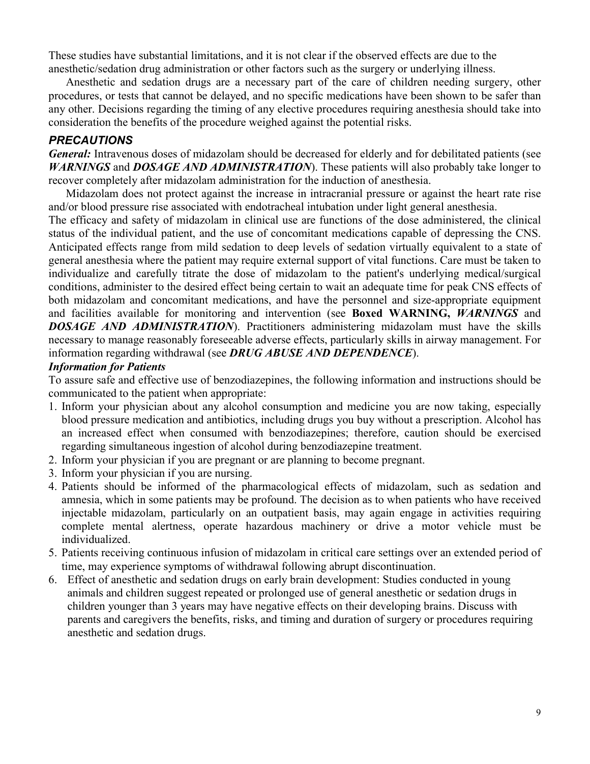These studies have substantial limitations, and it is not clear if the observed effects are due to the anesthetic/sedation drug administration or other factors such as the surgery or underlying illness.

Anesthetic and sedation drugs are a necessary part of the care of children needing surgery, other procedures, or tests that cannot be delayed, and no specific medications have been shown to be safer than any other. Decisions regarding the timing of any elective procedures requiring anesthesia should take into consideration the benefits of the procedure weighed against the potential risks.

## PRECAUTIONS

***General:*** Intravenous doses of midazolam should be decreased for elderly and for debilitated patients (see ***WARNINGS*** and ***DOSAGE AND ADMINISTRATION***). These patients will also probably take longer to recover completely after midazolam administration for the induction of anesthesia.

Midazolam does not protect against the increase in intracranial pressure or against the heart rate rise and/or blood pressure rise associated with endotracheal intubation under light general anesthesia.

The efficacy and safety of midazolam in clinical use are functions of the dose administered, the clinical status of the individual patient, and the use of concomitant medications capable of depressing the CNS. Anticipated effects range from mild sedation to deep levels of sedation virtually equivalent to a state of general anesthesia where the patient may require external support of vital functions. Care must be taken to individualize and carefully titrate the dose of midazolam to the patient's underlying medical/surgical conditions, administer to the desired effect being certain to wait an adequate time for peak CNS effects of both midazolam and concomitant medications, and have the personnel and size-appropriate equipment and facilities available for monitoring and intervention (see **Boxed WARNING,** ***WARNINGS*** and ***DOSAGE AND ADMINISTRATION***). Practitioners administering midazolam must have the skills necessary to manage reasonably foreseeable adverse effects, particularly skills in airway management. For information regarding withdrawal (see ***DRUG ABUSE AND DEPENDENCE***).

***Information for Patients***

To assure safe and effective use of benzodiazepines, the following information and instructions should be communicated to the patient when appropriate:

1. Inform your physician about any alcohol consumption and medicine you are now taking, especially blood pressure medication and antibiotics, including drugs you buy without a prescription. Alcohol has an increased effect when consumed with benzodiazepines; therefore, caution should be exercised regarding simultaneous ingestion of alcohol during benzodiazepine treatment.
2. Inform your physician if you are pregnant or are planning to become pregnant.
3. Inform your physician if you are nursing.
4. Patients should be informed of the pharmacological effects of midazolam, such as sedation and amnesia, which in some patients may be profound. The decision as to when patients who have received injectable midazolam, particularly on an outpatient basis, may again engage in activities requiring complete mental alertness, operate hazardous machinery or drive a motor vehicle must be individualized.
5. Patients receiving continuous infusion of midazolam in critical care settings over an extended period of time, may experience symptoms of withdrawal following abrupt discontinuation.
6. Effect of anesthetic and sedation drugs on early brain development: Studies conducted in young animals and children suggest repeated or prolonged use of general anesthetic or sedation drugs in children younger than 3 years may have negative effects on their developing brains. Discuss with parents and caregivers the benefits, risks, and timing and duration of surgery or procedures requiring anesthetic and sedation drugs.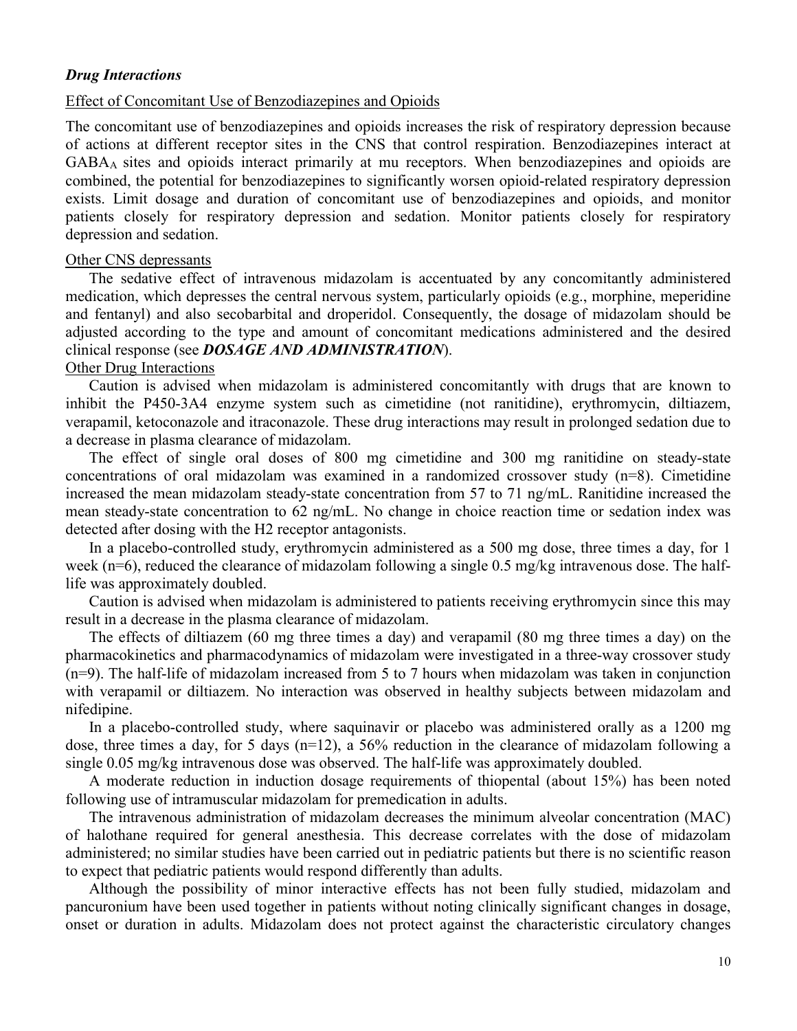### *Drug Interactions*

Effect of Concomitant Use of Benzodiazepines and Opioids

The concomitant use of benzodiazepines and opioids increases the risk of respiratory depression because of actions at different receptor sites in the CNS that control respiration. Benzodiazepines interact at $GABA_A$ sites and opioids interact primarily at mu receptors. When benzodiazepines and opioids are combined, the potential for benzodiazepines to significantly worsen opioid-related respiratory depression exists. Limit dosage and duration of concomitant use of benzodiazepines and opioids, and monitor patients closely for respiratory depression and sedation. Monitor patients closely for respiratory depression and sedation.

Other CNS depressants

The sedative effect of intravenous midazolam is accentuated by any concomitantly administered medication, which depresses the central nervous system, particularly opioids (e.g., morphine, meperidine and fentanyl) and also secobarbital and droperidol. Consequently, the dosage of midazolam should be adjusted according to the type and amount of concomitant medications administered and the desired clinical response (see ***DOSAGE AND ADMINISTRATION***).

Other Drug Interactions

Caution is advised when midazolam is administered concomitantly with drugs that are known to inhibit the P450-3A4 enzyme system such as cimetidine (not ranitidine), erythromycin, diltiazem, verapamil, ketoconazole and itraconazole. These drug interactions may result in prolonged sedation due to a decrease in plasma clearance of midazolam.

The effect of single oral doses of 800 mg cimetidine and 300 mg ranitidine on steady-state concentrations of oral midazolam was examined in a randomized crossover study (n=8). Cimetidine increased the mean midazolam steady-state concentration from 57 to 71 ng/mL. Ranitidine increased the mean steady-state concentration to 62 ng/mL. No change in choice reaction time or sedation index was detected after dosing with the H2 receptor antagonists.

In a placebo-controlled study, erythromycin administered as a 500 mg dose, three times a day, for 1 week (n=6), reduced the clearance of midazolam following a single 0.5 mg/kg intravenous dose. The half-life was approximately doubled.

Caution is advised when midazolam is administered to patients receiving erythromycin since this may result in a decrease in the plasma clearance of midazolam.

The effects of diltiazem (60 mg three times a day) and verapamil (80 mg three times a day) on the pharmacokinetics and pharmacodynamics of midazolam were investigated in a three-way crossover study (n=9). The half-life of midazolam increased from 5 to 7 hours when midazolam was taken in conjunction with verapamil or diltiazem. No interaction was observed in healthy subjects between midazolam and nifedipine.

In a placebo-controlled study, where saquinavir or placebo was administered orally as a 1200 mg dose, three times a day, for 5 days (n=12), a 56% reduction in the clearance of midazolam following a single 0.05 mg/kg intravenous dose was observed. The half-life was approximately doubled.

A moderate reduction in induction dosage requirements of thiopental (about 15%) has been noted following use of intramuscular midazolam for premedication in adults.

The intravenous administration of midazolam decreases the minimum alveolar concentration (MAC) of halothane required for general anesthesia. This decrease correlates with the dose of midazolam administered; no similar studies have been carried out in pediatric patients but there is no scientific reason to expect that pediatric patients would respond differently than adults.

Although the possibility of minor interactive effects has not been fully studied, midazolam and pancuronium have been used together in patients without noting clinically significant changes in dosage, onset or duration in adults. Midazolam does not protect against the characteristic circulatory changes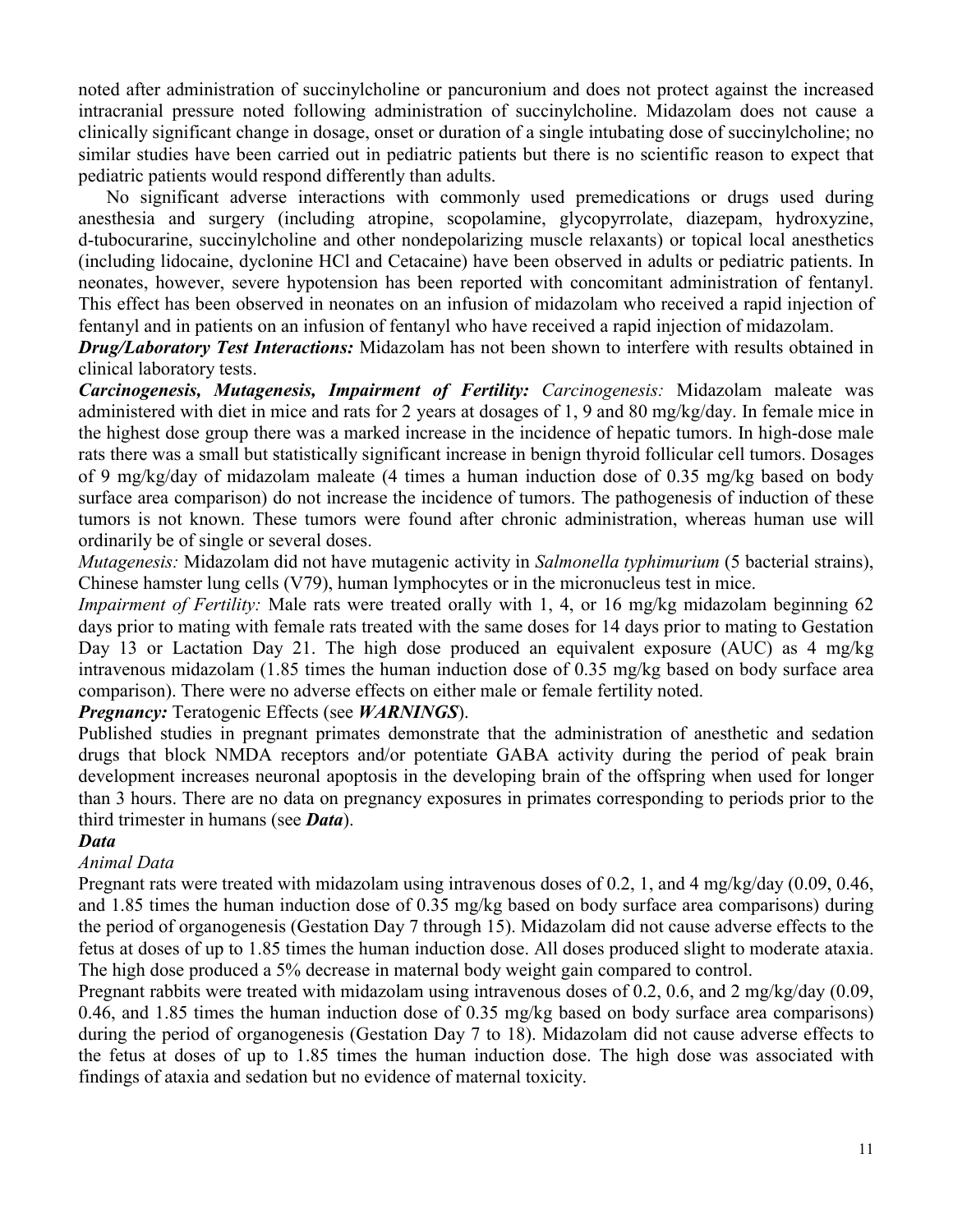noted after administration of succinylcholine or pancuronium and does not protect against the increased intracranial pressure noted following administration of succinylcholine. Midazolam does not cause a clinically significant change in dosage, onset or duration of a single intubating dose of succinylcholine; no similar studies have been carried out in pediatric patients but there is no scientific reason to expect that pediatric patients would respond differently than adults.

No significant adverse interactions with commonly used premedications or drugs used during anesthesia and surgery (including atropine, scopolamine, glycopyrrolate, diazepam, hydroxyzine, d-tubocurarine, succinylcholine and other nondepolarizing muscle relaxants) or topical local anesthetics (including lidocaine, dyclonine HCl and Cetacaine) have been observed in adults or pediatric patients. In neonates, however, severe hypotension has been reported with concomitant administration of fentanyl. This effect has been observed in neonates on an infusion of midazolam who received a rapid injection of fentanyl and in patients on an infusion of fentanyl who have received a rapid injection of midazolam.

***Drug/Laboratory Test Interactions:*** Midazolam has not been shown to interfere with results obtained in clinical laboratory tests.

***Carcinogenesis, Mutagenesis, Impairment of Fertility:*** *Carcinogenesis:* Midazolam maleate was administered with diet in mice and rats for 2 years at dosages of 1, 9 and 80 mg/kg/day. In female mice in the highest dose group there was a marked increase in the incidence of hepatic tumors. In high-dose male rats there was a small but statistically significant increase in benign thyroid follicular cell tumors. Dosages of 9 mg/kg/day of midazolam maleate (4 times a human induction dose of 0.35 mg/kg based on body surface area comparison) do not increase the incidence of tumors. The pathogenesis of induction of these tumors is not known. These tumors were found after chronic administration, whereas human use will ordinarily be of single or several doses.

*Mutagenesis:* Midazolam did not have mutagenic activity in *Salmonella typhimurium* (5 bacterial strains), Chinese hamster lung cells (V79), human lymphocytes or in the micronucleus test in mice.

*Impairment of Fertility:* Male rats were treated orally with 1, 4, or 16 mg/kg midazolam beginning 62 days prior to mating with female rats treated with the same doses for 14 days prior to mating to Gestation Day 13 or Lactation Day 21. The high dose produced an equivalent exposure (AUC) as 4 mg/kg intravenous midazolam (1.85 times the human induction dose of 0.35 mg/kg based on body surface area comparison). There were no adverse effects on either male or female fertility noted.

***Pregnancy:*** Teratogenic Effects (see ***WARNINGS***).

Published studies in pregnant primates demonstrate that the administration of anesthetic and sedation drugs that block NMDA receptors and/or potentiate GABA activity during the period of peak brain development increases neuronal apoptosis in the developing brain of the offspring when used for longer than 3 hours. There are no data on pregnancy exposures in primates corresponding to periods prior to the third trimester in humans (see ***Data***).

***Data***

*Animal Data*

Pregnant rats were treated with midazolam using intravenous doses of 0.2, 1, and 4 mg/kg/day (0.09, 0.46, and 1.85 times the human induction dose of 0.35 mg/kg based on body surface area comparisons) during the period of organogenesis (Gestation Day 7 through 15). Midazolam did not cause adverse effects to the fetus at doses of up to 1.85 times the human induction dose. All doses produced slight to moderate ataxia. The high dose produced a 5% decrease in maternal body weight gain compared to control.

Pregnant rabbits were treated with midazolam using intravenous doses of 0.2, 0.6, and 2 mg/kg/day (0.09, 0.46, and 1.85 times the human induction dose of 0.35 mg/kg based on body surface area comparisons) during the period of organogenesis (Gestation Day 7 to 18). Midazolam did not cause adverse effects to the fetus at doses of up to 1.85 times the human induction dose. The high dose was associated with findings of ataxia and sedation but no evidence of maternal toxicity.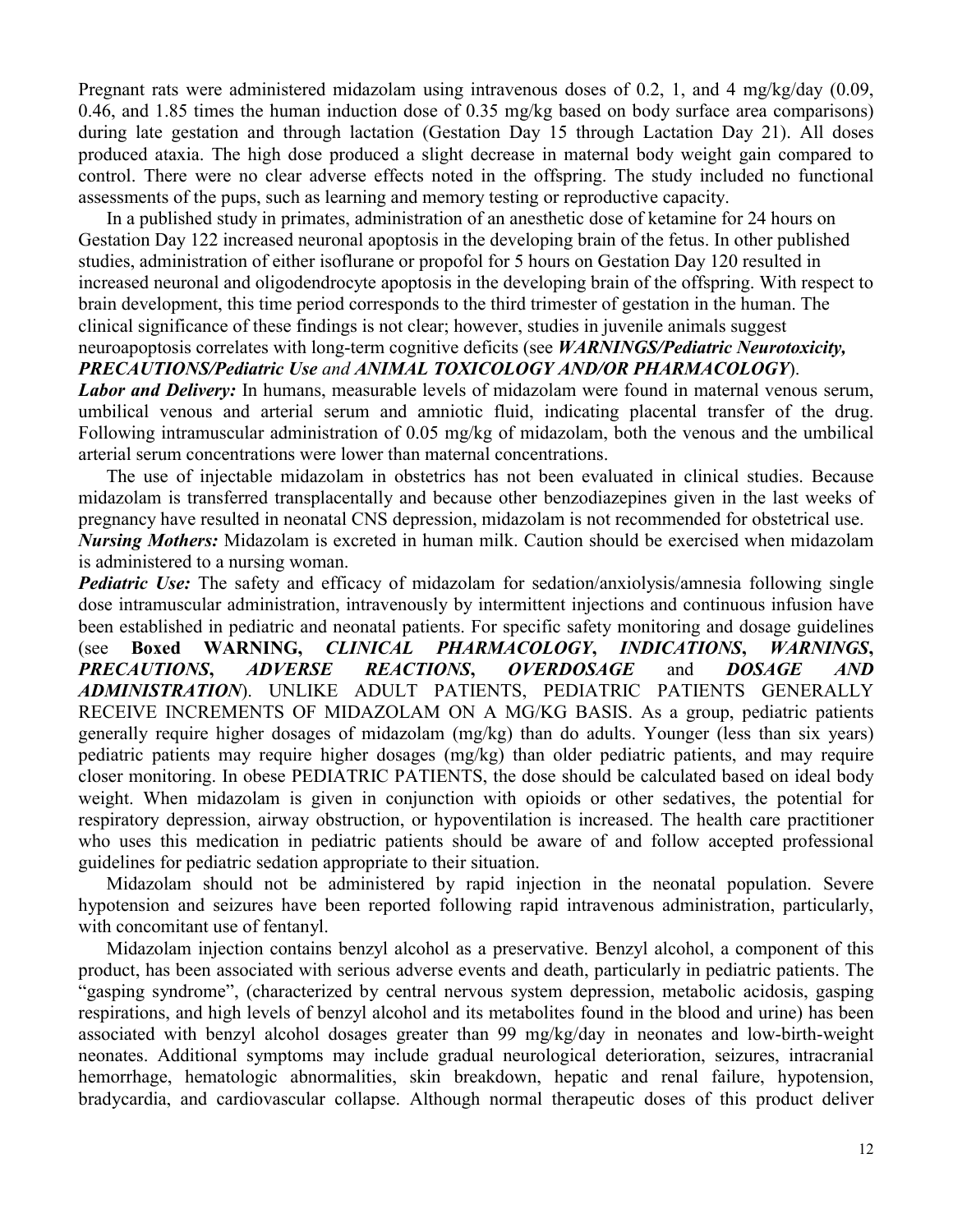Pregnant rats were administered midazolam using intravenous doses of 0.2, 1, and 4 mg/kg/day (0.09, 0.46, and 1.85 times the human induction dose of 0.35 mg/kg based on body surface area comparisons) during late gestation and through lactation (Gestation Day 15 through Lactation Day 21). All doses produced ataxia. The high dose produced a slight decrease in maternal body weight gain compared to control. There were no clear adverse effects noted in the offspring. The study included no functional assessments of the pups, such as learning and memory testing or reproductive capacity.

In a published study in primates, administration of an anesthetic dose of ketamine for 24 hours on Gestation Day 122 increased neuronal apoptosis in the developing brain of the fetus. In other published studies, administration of either isoflurane or propofol for 5 hours on Gestation Day 120 resulted in increased neuronal and oligodendrocyte apoptosis in the developing brain of the offspring. With respect to brain development, this time period corresponds to the third trimester of gestation in the human. The clinical significance of these findings is not clear; however, studies in juvenile animals suggest neuroapoptosis correlates with long-term cognitive deficits (see ***WARNINGS/Pediatric Neurotoxicity, PRECAUTIONS/Pediatric Use*** *and* ***ANIMAL TOXICOLOGY AND/OR PHARMACOLOGY***).

***Labor and Delivery:*** In humans, measurable levels of midazolam were found in maternal venous serum, umbilical venous and arterial serum and amniotic fluid, indicating placental transfer of the drug. Following intramuscular administration of 0.05 mg/kg of midazolam, both the venous and the umbilical arterial serum concentrations were lower than maternal concentrations.

The use of injectable midazolam in obstetrics has not been evaluated in clinical studies. Because midazolam is transferred transplacentally and because other benzodiazepines given in the last weeks of pregnancy have resulted in neonatal CNS depression, midazolam is not recommended for obstetrical use.

***Nursing Mothers:*** Midazolam is excreted in human milk. Caution should be exercised when midazolam is administered to a nursing woman.

***Pediatric Use:*** The safety and efficacy of midazolam for sedation/anxiolysis/amnesia following single dose intramuscular administration, intravenously by intermittent injections and continuous infusion have been established in pediatric and neonatal patients. For specific safety monitoring and dosage guidelines (see **Boxed WARNING,** ***CLINICAL PHARMACOLOGY***, ***INDICATIONS***, ***WARNINGS***, ***PRECAUTIONS***, ***ADVERSE REACTIONS***, ***OVERDOSAGE*** and ***DOSAGE AND ADMINISTRATION***). UNLIKE ADULT PATIENTS, PEDIATRIC PATIENTS GENERALLY RECEIVE INCREMENTS OF MIDAZOLAM ON A MG/KG BASIS. As a group, pediatric patients generally require higher dosages of midazolam (mg/kg) than do adults. Younger (less than six years) pediatric patients may require higher dosages (mg/kg) than older pediatric patients, and may require closer monitoring. In obese PEDIATRIC PATIENTS, the dose should be calculated based on ideal body weight. When midazolam is given in conjunction with opioids or other sedatives, the potential for respiratory depression, airway obstruction, or hypoventilation is increased. The health care practitioner who uses this medication in pediatric patients should be aware of and follow accepted professional guidelines for pediatric sedation appropriate to their situation.

Midazolam should not be administered by rapid injection in the neonatal population. Severe hypotension and seizures have been reported following rapid intravenous administration, particularly, with concomitant use of fentanyl.

Midazolam injection contains benzyl alcohol as a preservative. Benzyl alcohol, a component of this product, has been associated with serious adverse events and death, particularly in pediatric patients. The "gasping syndrome", (characterized by central nervous system depression, metabolic acidosis, gasping respirations, and high levels of benzyl alcohol and its metabolites found in the blood and urine) has been associated with benzyl alcohol dosages greater than 99 mg/kg/day in neonates and low-birth-weight neonates. Additional symptoms may include gradual neurological deterioration, seizures, intracranial hemorrhage, hematologic abnormalities, skin breakdown, hepatic and renal failure, hypotension, bradycardia, and cardiovascular collapse. Although normal therapeutic doses of this product deliver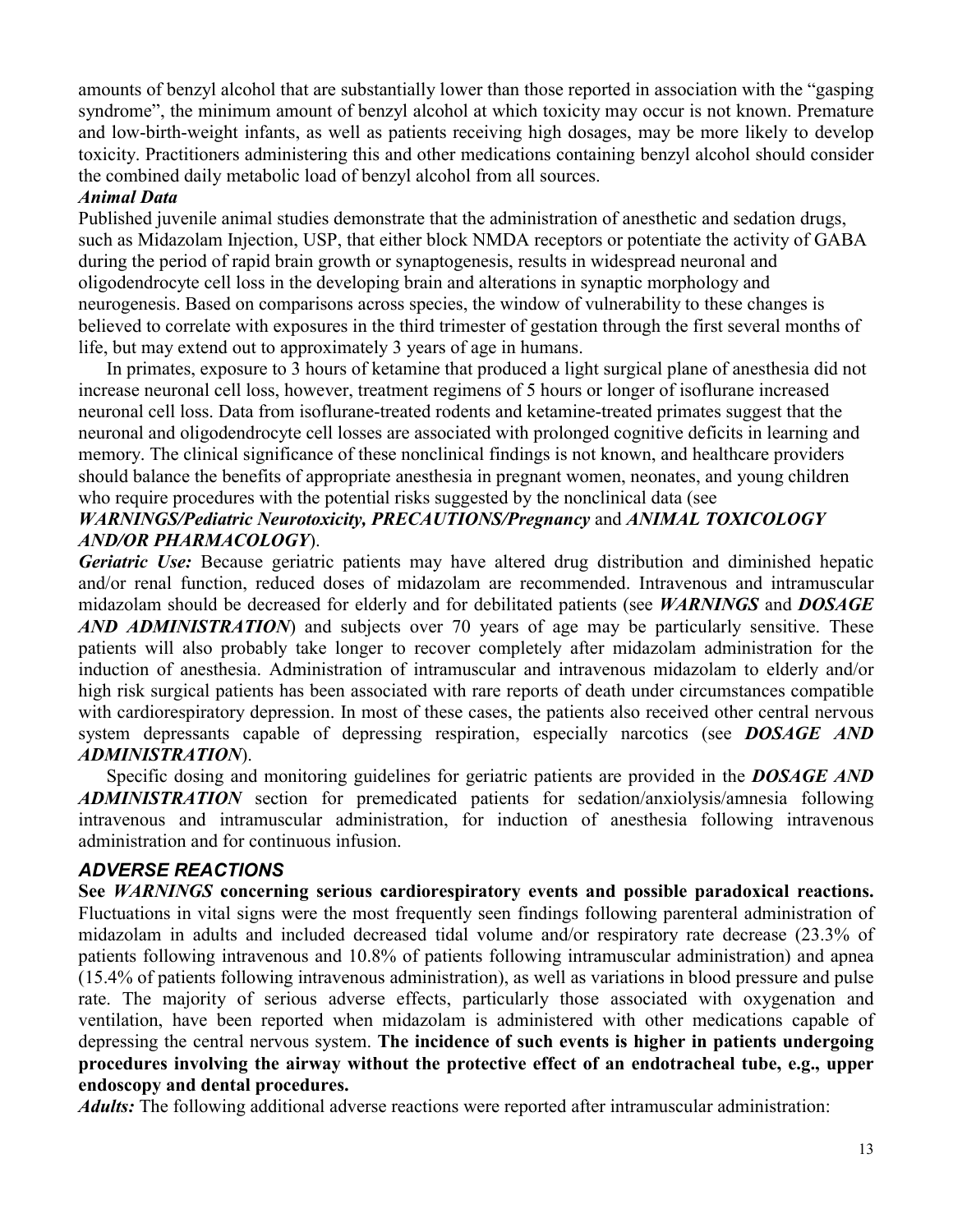amounts of benzyl alcohol that are substantially lower than those reported in association with the "gasping syndrome", the minimum amount of benzyl alcohol at which toxicity may occur is not known. Premature and low-birth-weight infants, as well as patients receiving high dosages, may be more likely to develop toxicity. Practitioners administering this and other medications containing benzyl alcohol should consider the combined daily metabolic load of benzyl alcohol from all sources.

***Animal Data***

Published juvenile animal studies demonstrate that the administration of anesthetic and sedation drugs, such as Midazolam Injection, USP, that either block NMDA receptors or potentiate the activity of GABA during the period of rapid brain growth or synaptogenesis, results in widespread neuronal and oligodendrocyte cell loss in the developing brain and alterations in synaptic morphology and neurogenesis. Based on comparisons across species, the window of vulnerability to these changes is believed to correlate with exposures in the third trimester of gestation through the first several months of life, but may extend out to approximately 3 years of age in humans.

In primates, exposure to 3 hours of ketamine that produced a light surgical plane of anesthesia did not increase neuronal cell loss, however, treatment regimens of 5 hours or longer of isoflurane increased neuronal cell loss. Data from isoflurane-treated rodents and ketamine-treated primates suggest that the neuronal and oligodendrocyte cell losses are associated with prolonged cognitive deficits in learning and memory. The clinical significance of these nonclinical findings is not known, and healthcare providers should balance the benefits of appropriate anesthesia in pregnant women, neonates, and young children who require procedures with the potential risks suggested by the nonclinical data (see ***WARNINGS/Pediatric Neurotoxicity, PRECAUTIONS/Pregnancy*** and ***ANIMAL TOXICOLOGY AND/OR PHARMACOLOGY***).

***Geriatric Use:*** Because geriatric patients may have altered drug distribution and diminished hepatic and/or renal function, reduced doses of midazolam are recommended. Intravenous and intramuscular midazolam should be decreased for elderly and for debilitated patients (see ***WARNINGS*** and ***DOSAGE AND ADMINISTRATION***) and subjects over 70 years of age may be particularly sensitive. These patients will also probably take longer to recover completely after midazolam administration for the induction of anesthesia. Administration of intramuscular and intravenous midazolam to elderly and/or high risk surgical patients has been associated with rare reports of death under circumstances compatible with cardiorespiratory depression. In most of these cases, the patients also received other central nervous system depressants capable of depressing respiration, especially narcotics (see ***DOSAGE AND ADMINISTRATION***).

Specific dosing and monitoring guidelines for geriatric patients are provided in the ***DOSAGE AND ADMINISTRATION*** section for premedicated patients for sedation/anxiolysis/amnesia following intravenous and intramuscular administration, for induction of anesthesia following intravenous administration and for continuous infusion.

## *ADVERSE REACTIONS*

**See *WARNINGS* concerning serious cardiorespiratory events and possible paradoxical reactions.** Fluctuations in vital signs were the most frequently seen findings following parenteral administration of midazolam in adults and included decreased tidal volume and/or respiratory rate decrease (23.3% of patients following intravenous and 10.8% of patients following intramuscular administration) and apnea (15.4% of patients following intravenous administration), as well as variations in blood pressure and pulse rate. The majority of serious adverse effects, particularly those associated with oxygenation and ventilation, have been reported when midazolam is administered with other medications capable of depressing the central nervous system. **The incidence of such events is higher in patients undergoing procedures involving the airway without the protective effect of an endotracheal tube, e.g., upper endoscopy and dental procedures.**

***Adults:*** The following additional adverse reactions were reported after intramuscular administration: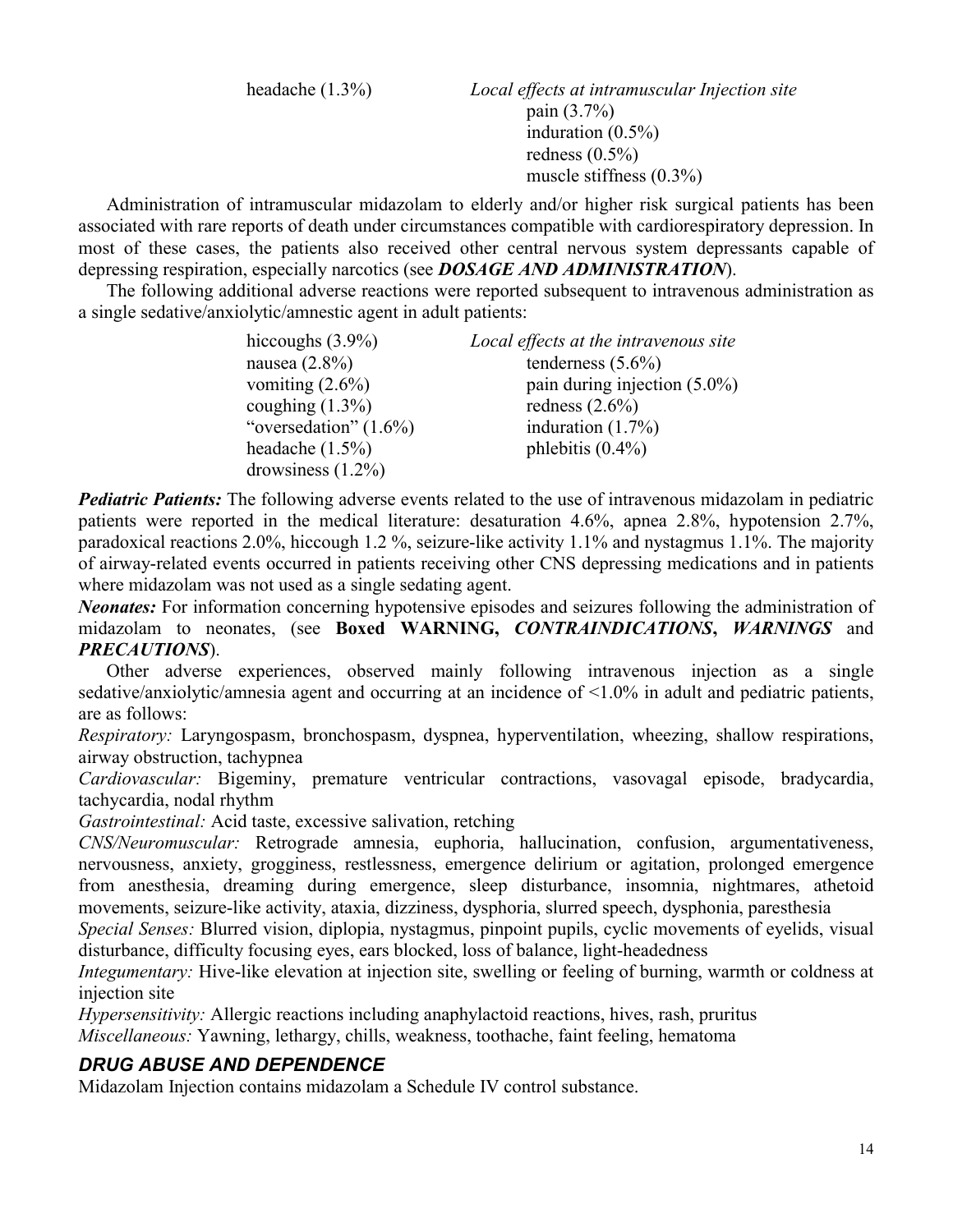| | |
|---|---|
| headache (1.3%) | *Local effects at intramuscular Injection site* |
| | pain (3.7%) |
| | induration (0.5%) |
| | redness (0.5%) |
| | muscle stiffness (0.3%) |

Administration of intramuscular midazolam to elderly and/or higher risk surgical patients has been associated with rare reports of death under circumstances compatible with cardiorespiratory depression. In most of these cases, the patients also received other central nervous system depressants capable of depressing respiration, especially narcotics (see ***DOSAGE AND ADMINISTRATION***).

The following additional adverse reactions were reported subsequent to intravenous administration as a single sedative/anxiolytic/amnestic agent in adult patients:

| | |
|---|---|
| hiccoughs (3.9%) | *Local effects at the intravenous site* |
| nausea (2.8%) | tenderness (5.6%) |
| vomiting (2.6%) | pain during injection (5.0%) |
| coughing (1.3%) | redness (2.6%) |
| "oversedation" (1.6%) | induration (1.7%) |
| headache (1.5%) | phlebitis (0.4%) |
| drowsiness (1.2%) | |

***Pediatric Patients:*** The following adverse events related to the use of intravenous midazolam in pediatric patients were reported in the medical literature: desaturation 4.6%, apnea 2.8%, hypotension 2.7%, paradoxical reactions 2.0%, hiccough 1.2 %, seizure-like activity 1.1% and nystagmus 1.1%. The majority of airway-related events occurred in patients receiving other CNS depressing medications and in patients where midazolam was not used as a single sedating agent.

***Neonates:*** For information concerning hypotensive episodes and seizures following the administration of midazolam to neonates, (see **Boxed WARNING,** ***CONTRAINDICATIONS*****,** ***WARNINGS*** and ***PRECAUTIONS***).

Other adverse experiences, observed mainly following intravenous injection as a single sedative/anxiolytic/amnesia agent and occurring at an incidence of <1.0% in adult and pediatric patients, are as follows:

*Respiratory:* Laryngospasm, bronchospasm, dyspnea, hyperventilation, wheezing, shallow respirations, airway obstruction, tachypnea

*Cardiovascular:* Bigeminy, premature ventricular contractions, vasovagal episode, bradycardia, tachycardia, nodal rhythm

*Gastrointestinal:* Acid taste, excessive salivation, retching

*CNS/Neuromuscular:* Retrograde amnesia, euphoria, hallucination, confusion, argumentativeness, nervousness, anxiety, grogginess, restlessness, emergence delirium or agitation, prolonged emergence from anesthesia, dreaming during emergence, sleep disturbance, insomnia, nightmares, athetoid movements, seizure-like activity, ataxia, dizziness, dysphoria, slurred speech, dysphonia, paresthesia

*Special Senses:* Blurred vision, diplopia, nystagmus, pinpoint pupils, cyclic movements of eyelids, visual disturbance, difficulty focusing eyes, ears blocked, loss of balance, light-headedness

*Integumentary:* Hive-like elevation at injection site, swelling or feeling of burning, warmth or coldness at injection site

*Hypersensitivity:* Allergic reactions including anaphylactoid reactions, hives, rash, pruritus

*Miscellaneous:* Yawning, lethargy, chills, weakness, toothache, faint feeling, hematoma

## *DRUG ABUSE AND DEPENDENCE*

Midazolam Injection contains midazolam a Schedule IV control substance.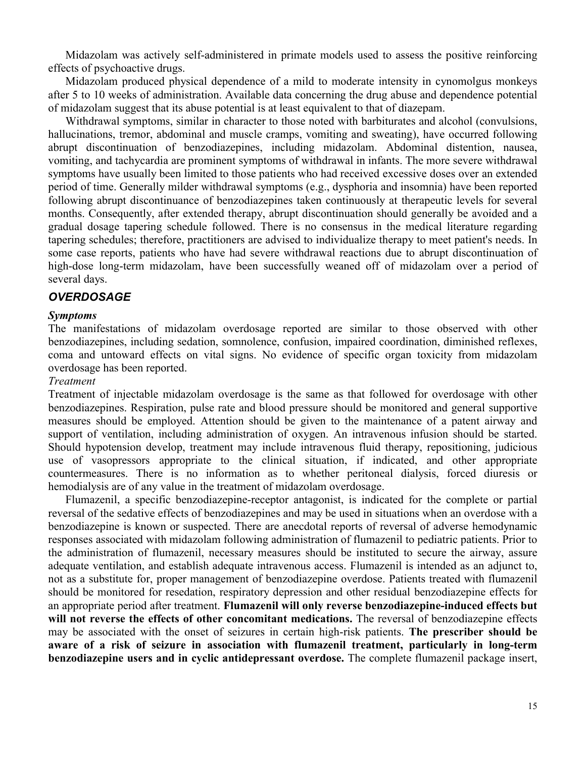Midazolam was actively self-administered in primate models used to assess the positive reinforcing effects of psychoactive drugs.

Midazolam produced physical dependence of a mild to moderate intensity in cynomolgus monkeys after 5 to 10 weeks of administration. Available data concerning the drug abuse and dependence potential of midazolam suggest that its abuse potential is at least equivalent to that of diazepam.

Withdrawal symptoms, similar in character to those noted with barbiturates and alcohol (convulsions, hallucinations, tremor, abdominal and muscle cramps, vomiting and sweating), have occurred following abrupt discontinuation of benzodiazepines, including midazolam. Abdominal distention, nausea, vomiting, and tachycardia are prominent symptoms of withdrawal in infants. The more severe withdrawal symptoms have usually been limited to those patients who had received excessive doses over an extended period of time. Generally milder withdrawal symptoms (e.g., dysphoria and insomnia) have been reported following abrupt discontinuance of benzodiazepines taken continuously at therapeutic levels for several months. Consequently, after extended therapy, abrupt discontinuation should generally be avoided and a gradual dosage tapering schedule followed. There is no consensus in the medical literature regarding tapering schedules; therefore, practitioners are advised to individualize therapy to meet patient's needs. In some case reports, patients who have had severe withdrawal reactions due to abrupt discontinuation of high-dose long-term midazolam, have been successfully weaned off of midazolam over a period of several days.

## *OVERDOSAGE*

### *Symptoms*

The manifestations of midazolam overdosage reported are similar to those observed with other benzodiazepines, including sedation, somnolence, confusion, impaired coordination, diminished reflexes, coma and untoward effects on vital signs. No evidence of specific organ toxicity from midazolam overdosage has been reported.

*Treatment*

Treatment of injectable midazolam overdosage is the same as that followed for overdosage with other benzodiazepines. Respiration, pulse rate and blood pressure should be monitored and general supportive measures should be employed. Attention should be given to the maintenance of a patent airway and support of ventilation, including administration of oxygen. An intravenous infusion should be started. Should hypotension develop, treatment may include intravenous fluid therapy, repositioning, judicious use of vasopressors appropriate to the clinical situation, if indicated, and other appropriate countermeasures. There is no information as to whether peritoneal dialysis, forced diuresis or hemodialysis are of any value in the treatment of midazolam overdosage.

Flumazenil, a specific benzodiazepine-receptor antagonist, is indicated for the complete or partial reversal of the sedative effects of benzodiazepines and may be used in situations when an overdose with a benzodiazepine is known or suspected. There are anecdotal reports of reversal of adverse hemodynamic responses associated with midazolam following administration of flumazenil to pediatric patients. Prior to the administration of flumazenil, necessary measures should be instituted to secure the airway, assure adequate ventilation, and establish adequate intravenous access. Flumazenil is intended as an adjunct to, not as a substitute for, proper management of benzodiazepine overdose. Patients treated with flumazenil should be monitored for resedation, respiratory depression and other residual benzodiazepine effects for an appropriate period after treatment. **Flumazenil will only reverse benzodiazepine-induced effects but will not reverse the effects of other concomitant medications.** The reversal of benzodiazepine effects may be associated with the onset of seizures in certain high-risk patients. **The prescriber should be aware of a risk of seizure in association with flumazenil treatment, particularly in long-term benzodiazepine users and in cyclic antidepressant overdose.** The complete flumazenil package insert,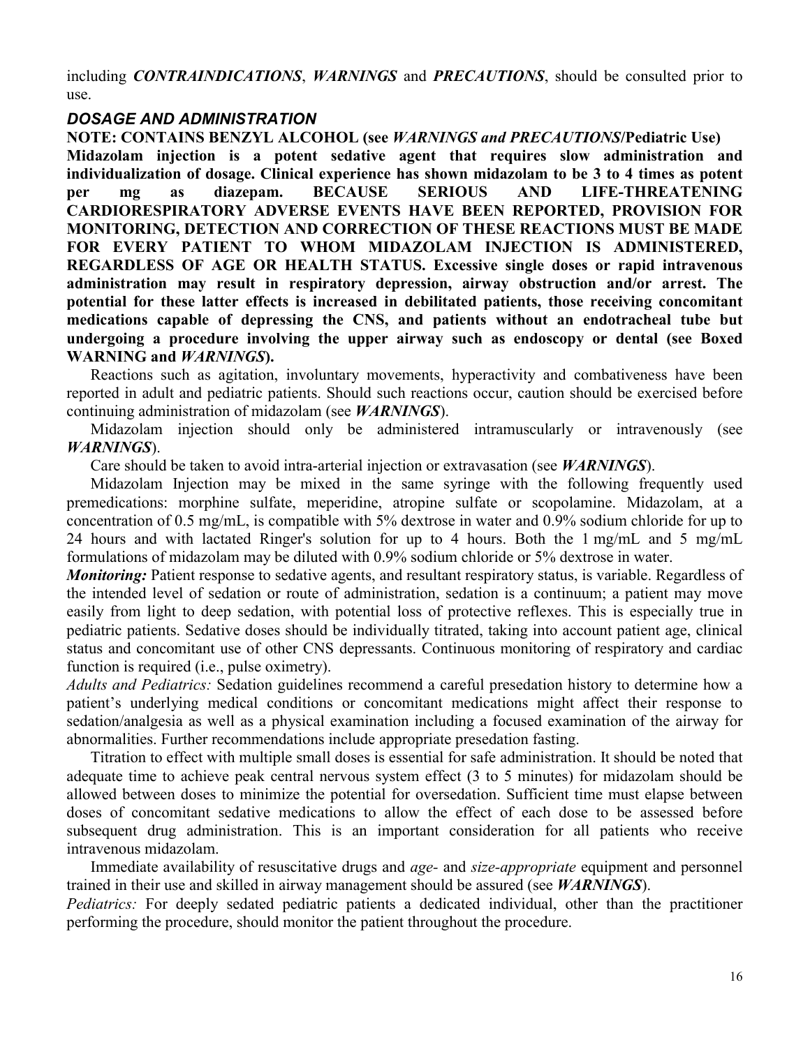including ***CONTRAINDICATIONS***, ***WARNINGS*** and ***PRECAUTIONS***, should be consulted prior to use.

## *DOSAGE AND ADMINISTRATION*

**NOTE: CONTAINS BENZYL ALCOHOL (see *WARNINGS and PRECAUTIONS*/Pediatric Use)**

**Midazolam injection is a potent sedative agent that requires slow administration and individualization of dosage. Clinical experience has shown midazolam to be 3 to 4 times as potent per mg as diazepam. BECAUSE SERIOUS AND LIFE-THREATENING CARDIORESPIRATORY ADVERSE EVENTS HAVE BEEN REPORTED, PROVISION FOR MONITORING, DETECTION AND CORRECTION OF THESE REACTIONS MUST BE MADE FOR EVERY PATIENT TO WHOM MIDAZOLAM INJECTION IS ADMINISTERED, REGARDLESS OF AGE OR HEALTH STATUS. Excessive single doses or rapid intravenous administration may result in respiratory depression, airway obstruction and/or arrest. The potential for these latter effects is increased in debilitated patients, those receiving concomitant medications capable of depressing the CNS, and patients without an endotracheal tube but undergoing a procedure involving the upper airway such as endoscopy or dental (see Boxed WARNING and *WARNINGS*).**

Reactions such as agitation, involuntary movements, hyperactivity and combativeness have been reported in adult and pediatric patients. Should such reactions occur, caution should be exercised before continuing administration of midazolam (see ***WARNINGS***).

Midazolam injection should only be administered intramuscularly or intravenously (see ***WARNINGS***).

Care should be taken to avoid intra-arterial injection or extravasation (see ***WARNINGS***).

Midazolam Injection may be mixed in the same syringe with the following frequently used premedications: morphine sulfate, meperidine, atropine sulfate or scopolamine. Midazolam, at a concentration of 0.5 mg/mL, is compatible with 5% dextrose in water and 0.9% sodium chloride for up to 24 hours and with lactated Ringer's solution for up to 4 hours. Both the 1 mg/mL and 5 mg/mL formulations of midazolam may be diluted with 0.9% sodium chloride or 5% dextrose in water.

***Monitoring:*** Patient response to sedative agents, and resultant respiratory status, is variable. Regardless of the intended level of sedation or route of administration, sedation is a continuum; a patient may move easily from light to deep sedation, with potential loss of protective reflexes. This is especially true in pediatric patients. Sedative doses should be individually titrated, taking into account patient age, clinical status and concomitant use of other CNS depressants. Continuous monitoring of respiratory and cardiac function is required (i.e., pulse oximetry).

*Adults and Pediatrics:* Sedation guidelines recommend a careful presedation history to determine how a patient's underlying medical conditions or concomitant medications might affect their response to sedation/analgesia as well as a physical examination including a focused examination of the airway for abnormalities. Further recommendations include appropriate presedation fasting.

Titration to effect with multiple small doses is essential for safe administration. It should be noted that adequate time to achieve peak central nervous system effect (3 to 5 minutes) for midazolam should be allowed between doses to minimize the potential for oversedation. Sufficient time must elapse between doses of concomitant sedative medications to allow the effect of each dose to be assessed before subsequent drug administration. This is an important consideration for all patients who receive intravenous midazolam.

Immediate availability of resuscitative drugs and *age-* and *size-appropriate* equipment and personnel trained in their use and skilled in airway management should be assured (see ***WARNINGS***).

*Pediatrics:* For deeply sedated pediatric patients a dedicated individual, other than the practitioner performing the procedure, should monitor the patient throughout the procedure.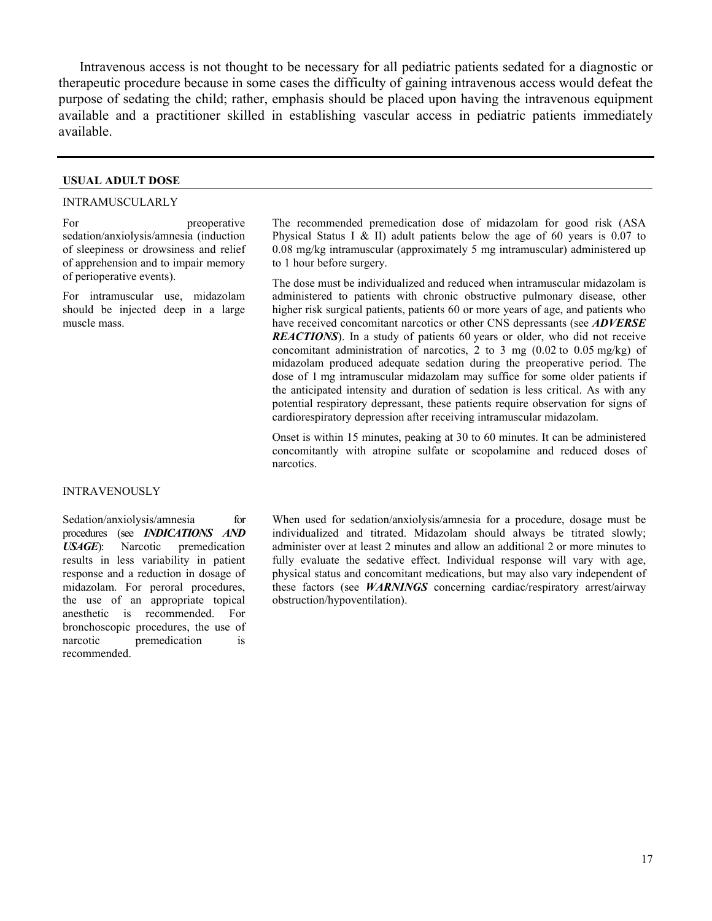Intravenous access is not thought to be necessary for all pediatric patients sedated for a diagnostic or therapeutic procedure because in some cases the difficulty of gaining intravenous access would defeat the purpose of sedating the child; rather, emphasis should be placed upon having the intravenous equipment available and a practitioner skilled in establishing vascular access in pediatric patients immediately available.

---

**USUAL ADULT DOSE**

INTRAMUSCULARLY

| | |
|---|---|
| For preoperative sedation/anxiolysis/amnesia (induction of sleepiness or drowsiness and relief of apprehension and to impair memory of perioperative events).<br><br>For intramuscular use, midazolam should be injected deep in a large muscle mass. | The recommended premedication dose of midazolam for good risk (ASA Physical Status I & II) adult patients below the age of 60 years is 0.07 to 0.08 mg/kg intramuscular (approximately 5 mg intramuscular) administered up to 1 hour before surgery.<br><br>The dose must be individualized and reduced when intramuscular midazolam is administered to patients with chronic obstructive pulmonary disease, other higher risk surgical patients, patients 60 or more years of age, and patients who have received concomitant narcotics or other CNS depressants (see ***ADVERSE REACTIONS***). In a study of patients 60 years or older, who did not receive concomitant administration of narcotics, 2 to 3 mg (0.02 to 0.05 mg/kg) of midazolam produced adequate sedation during the preoperative period. The dose of 1 mg intramuscular midazolam may suffice for some older patients if the anticipated intensity and duration of sedation is less critical. As with any potential respiratory depressant, these patients require observation for signs of cardiorespiratory depression after receiving intramuscular midazolam.<br><br>Onset is within 15 minutes, peaking at 30 to 60 minutes. It can be administered concomitantly with atropine sulfate or scopolamine and reduced doses of narcotics. |

INTRAVENOUSLY

| | |
|---|---|
| Sedation/anxiolysis/amnesia for procedures (see ***INDICATIONS AND USAGE***): Narcotic premedication results in less variability in patient response and a reduction in dosage of midazolam. For peroral procedures, the use of an appropriate topical anesthetic is recommended. For bronchoscopic procedures, the use of narcotic premedication is recommended. | When used for sedation/anxiolysis/amnesia for a procedure, dosage must be individualized and titrated. Midazolam should always be titrated slowly; administer over at least 2 minutes and allow an additional 2 or more minutes to fully evaluate the sedative effect. Individual response will vary with age, physical status and concomitant medications, but may also vary independent of these factors (see ***WARNINGS*** concerning cardiac/respiratory arrest/airway obstruction/hypoventilation). |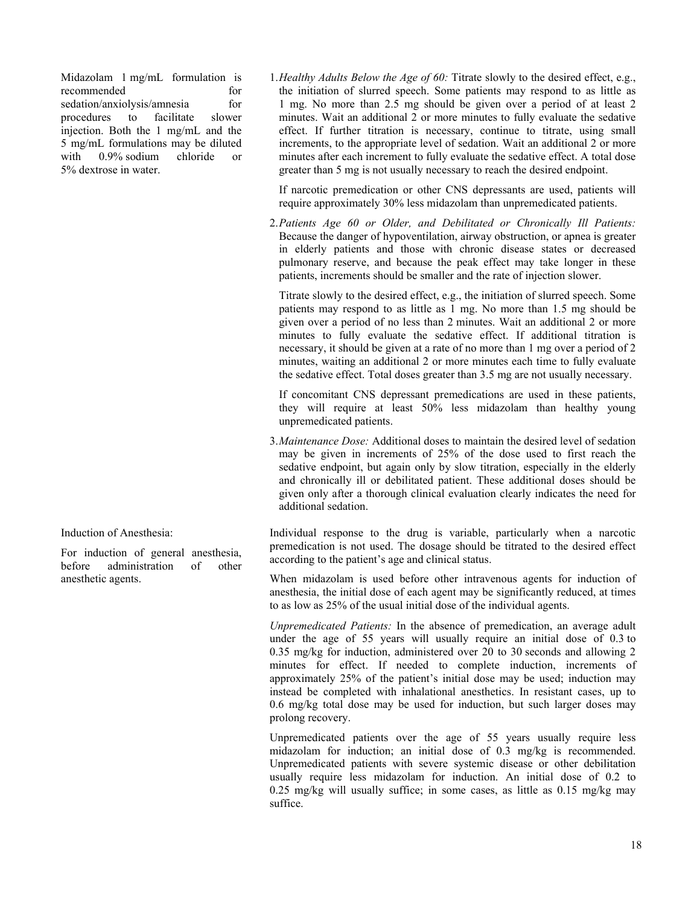Midazolam 1 mg/mL formulation is recommended for sedation/anxiolysis/amnesia for procedures to facilitate slower injection. Both the 1 mg/mL and the 5 mg/mL formulations may be diluted with 0.9% sodium chloride or 5% dextrose in water.

1. *Healthy Adults Below the Age of 60:* Titrate slowly to the desired effect, e.g., the initiation of slurred speech. Some patients may respond to as little as 1 mg. No more than 2.5 mg should be given over a period of at least 2 minutes. Wait an additional 2 or more minutes to fully evaluate the sedative effect. If further titration is necessary, continue to titrate, using small increments, to the appropriate level of sedation. Wait an additional 2 or more minutes after each increment to fully evaluate the sedative effect. A total dose greater than 5 mg is not usually necessary to reach the desired endpoint.

   If narcotic premedication or other CNS depressants are used, patients will require approximately 30% less midazolam than unpremedicated patients.

2. *Patients Age 60 or Older, and Debilitated or Chronically Ill Patients:* Because the danger of hypoventilation, airway obstruction, or apnea is greater in elderly patients and those with chronic disease states or decreased pulmonary reserve, and because the peak effect may take longer in these patients, increments should be smaller and the rate of injection slower.

   Titrate slowly to the desired effect, e.g., the initiation of slurred speech. Some patients may respond to as little as 1 mg. No more than 1.5 mg should be given over a period of no less than 2 minutes. Wait an additional 2 or more minutes to fully evaluate the sedative effect. If additional titration is necessary, it should be given at a rate of no more than 1 mg over a period of 2 minutes, waiting an additional 2 or more minutes each time to fully evaluate the sedative effect. Total doses greater than 3.5 mg are not usually necessary.

   If concomitant CNS depressant premedications are used in these patients, they will require at least 50% less midazolam than healthy young unpremedicated patients.

3. *Maintenance Dose:* Additional doses to maintain the desired level of sedation may be given in increments of 25% of the dose used to first reach the sedative endpoint, but again only by slow titration, especially in the elderly and chronically ill or debilitated patient. These additional doses should be given only after a thorough clinical evaluation clearly indicates the need for additional sedation.

Induction of Anesthesia:

For induction of general anesthesia, before administration of other anesthetic agents.

Individual response to the drug is variable, particularly when a narcotic premedication is not used. The dosage should be titrated to the desired effect according to the patient's age and clinical status.

When midazolam is used before other intravenous agents for induction of anesthesia, the initial dose of each agent may be significantly reduced, at times to as low as 25% of the usual initial dose of the individual agents.

*Unpremedicated Patients:* In the absence of premedication, an average adult under the age of 55 years will usually require an initial dose of 0.3 to 0.35 mg/kg for induction, administered over 20 to 30 seconds and allowing 2 minutes for effect. If needed to complete induction, increments of approximately 25% of the patient's initial dose may be used; induction may instead be completed with inhalational anesthetics. In resistant cases, up to 0.6 mg/kg total dose may be used for induction, but such larger doses may prolong recovery.

Unpremedicated patients over the age of 55 years usually require less midazolam for induction; an initial dose of 0.3 mg/kg is recommended. Unpremedicated patients with severe systemic disease or other debilitation usually require less midazolam for induction. An initial dose of 0.2 to 0.25 mg/kg will usually suffice; in some cases, as little as 0.15 mg/kg may suffice.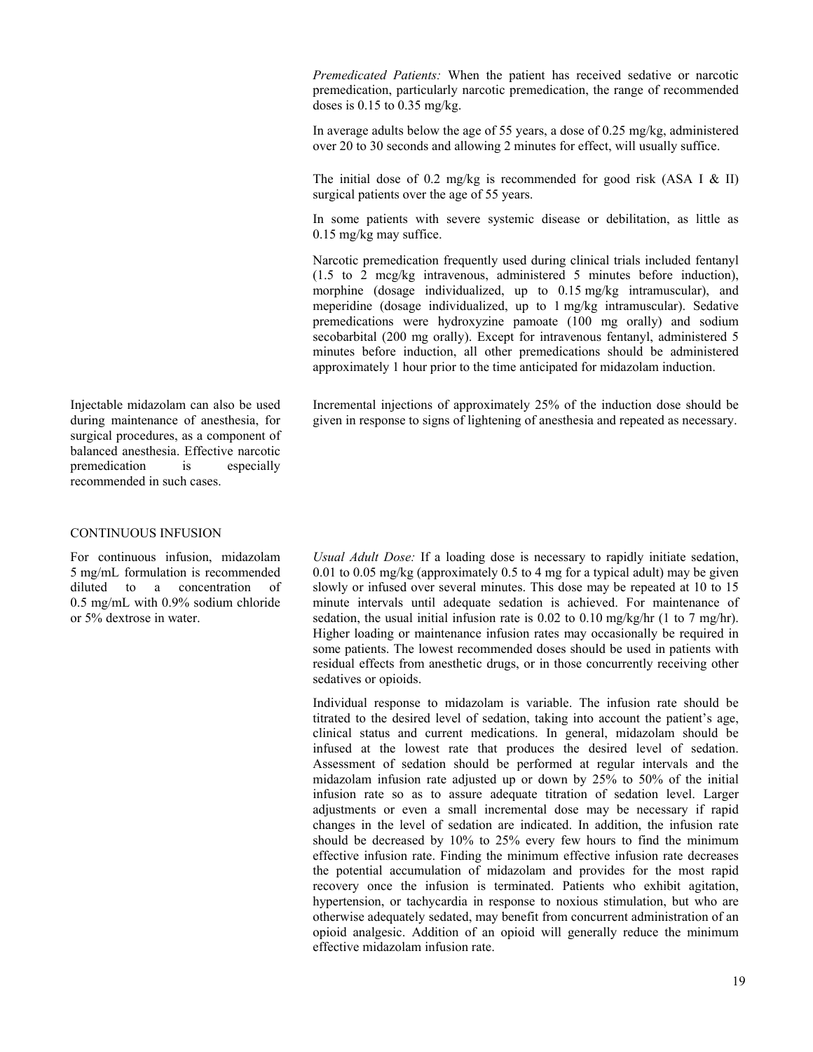*Premedicated Patients:* When the patient has received sedative or narcotic premedication, particularly narcotic premedication, the range of recommended doses is 0.15 to 0.35 mg/kg.

In average adults below the age of 55 years, a dose of 0.25 mg/kg, administered over 20 to 30 seconds and allowing 2 minutes for effect, will usually suffice.

The initial dose of 0.2 mg/kg is recommended for good risk (ASA I & II) surgical patients over the age of 55 years.

In some patients with severe systemic disease or debilitation, as little as 0.15 mg/kg may suffice.

Narcotic premedication frequently used during clinical trials included fentanyl (1.5 to 2 mcg/kg intravenous, administered 5 minutes before induction), morphine (dosage individualized, up to 0.15 mg/kg intramuscular), and meperidine (dosage individualized, up to 1 mg/kg intramuscular). Sedative premedications were hydroxyzine pamoate (100 mg orally) and sodium secobarbital (200 mg orally). Except for intravenous fentanyl, administered 5 minutes before induction, all other premedications should be administered approximately 1 hour prior to the time anticipated for midazolam induction.

Injectable midazolam can also be used during maintenance of anesthesia, for surgical procedures, as a component of balanced anesthesia. Effective narcotic premedication is especially recommended in such cases.

Incremental injections of approximately 25% of the induction dose should be given in response to signs of lightening of anesthesia and repeated as necessary.

CONTINUOUS INFUSION

For continuous infusion, midazolam 5 mg/mL formulation is recommended diluted to a concentration of 0.5 mg/mL with 0.9% sodium chloride or 5% dextrose in water.

*Usual Adult Dose:* If a loading dose is necessary to rapidly initiate sedation, 0.01 to 0.05 mg/kg (approximately 0.5 to 4 mg for a typical adult) may be given slowly or infused over several minutes. This dose may be repeated at 10 to 15 minute intervals until adequate sedation is achieved. For maintenance of sedation, the usual initial infusion rate is 0.02 to 0.10 mg/kg/hr (1 to 7 mg/hr). Higher loading or maintenance infusion rates may occasionally be required in some patients. The lowest recommended doses should be used in patients with residual effects from anesthetic drugs, or in those concurrently receiving other sedatives or opioids.

Individual response to midazolam is variable. The infusion rate should be titrated to the desired level of sedation, taking into account the patient's age, clinical status and current medications. In general, midazolam should be infused at the lowest rate that produces the desired level of sedation. Assessment of sedation should be performed at regular intervals and the midazolam infusion rate adjusted up or down by 25% to 50% of the initial infusion rate so as to assure adequate titration of sedation level. Larger adjustments or even a small incremental dose may be necessary if rapid changes in the level of sedation are indicated. In addition, the infusion rate should be decreased by 10% to 25% every few hours to find the minimum effective infusion rate. Finding the minimum effective infusion rate decreases the potential accumulation of midazolam and provides for the most rapid recovery once the infusion is terminated. Patients who exhibit agitation, hypertension, or tachycardia in response to noxious stimulation, but who are otherwise adequately sedated, may benefit from concurrent administration of an opioid analgesic. Addition of an opioid will generally reduce the minimum effective midazolam infusion rate.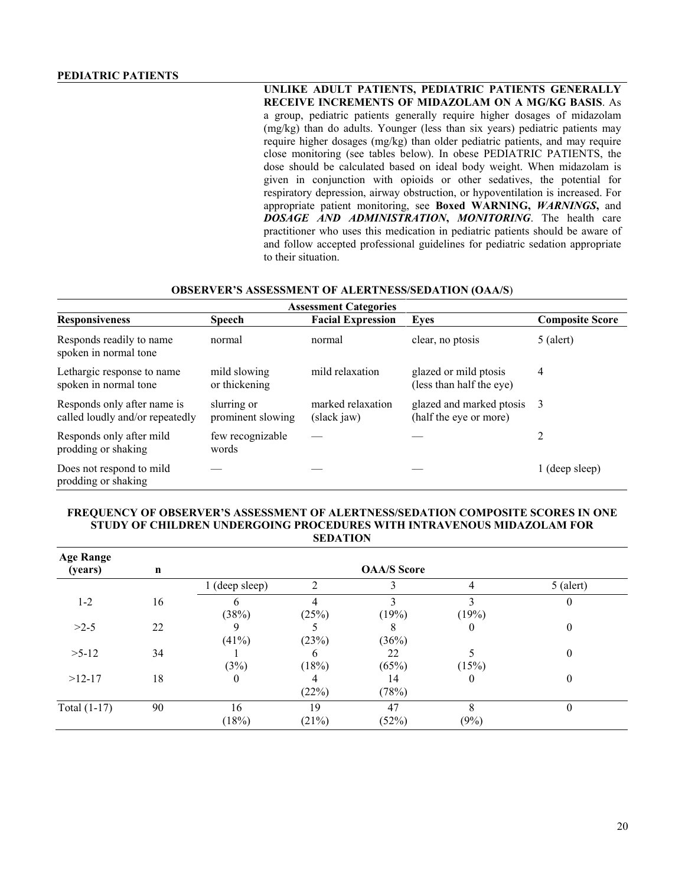**PEDIATRIC PATIENTS**

**UNLIKE ADULT PATIENTS, PEDIATRIC PATIENTS GENERALLY RECEIVE INCREMENTS OF MIDAZOLAM ON A MG/KG BASIS**. As a group, pediatric patients generally require higher dosages of midazolam (mg/kg) than do adults. Younger (less than six years) pediatric patients may require higher dosages (mg/kg) than older pediatric patients, and may require close monitoring (see tables below). In obese PEDIATRIC PATIENTS, the dose should be calculated based on ideal body weight. When midazolam is given in conjunction with opioids or other sedatives, the potential for respiratory depression, airway obstruction, or hypoventilation is increased. For appropriate patient monitoring, see **Boxed WARNING,** ***WARNINGS*****,** and ***DOSAGE AND ADMINISTRATION*****,** ***MONITORING***. The health care practitioner who uses this medication in pediatric patients should be aware of and follow accepted professional guidelines for pediatric sedation appropriate to their situation.

**OBSERVER'S ASSESSMENT OF ALERTNESS/SEDATION (OAA/S)**

| Assessment Categories | | | | |
|---|---|---|---|---|
| **Responsiveness** | **Speech** | **Facial Expression** | **Eyes** | **Composite Score** |
| Responds readily to name spoken in normal tone | normal | normal | clear, no ptosis | 5 (alert) |
| Lethargic response to name spoken in normal tone | mild slowing or thickening | mild relaxation | glazed or mild ptosis (less than half the eye) | 4 |
| Responds only after name is called loudly and/or repeatedly | slurring or prominent slowing | marked relaxation (slack jaw) | glazed and marked ptosis (half the eye or more) | 3 |
| Responds only after mild prodding or shaking | few recognizable words | — | — | 2 |
| Does not respond to mild prodding or shaking | — | — | — | 1 (deep sleep) |

**FREQUENCY OF OBSERVER'S ASSESSMENT OF ALERTNESS/SEDATION COMPOSITE SCORES IN ONE STUDY OF CHILDREN UNDERGOING PROCEDURES WITH INTRAVENOUS MIDAZOLAM FOR SEDATION**

| Age Range (years) | n | OAA/S Score | | | | |
|---|---|---|---|---|---|---|
| | | 1 (deep sleep) | 2 | 3 | 4 | 5 (alert) |
| 1-2 | 16 | 6 (38%) | 4 (25%) | 3 (19%) | 3 (19%) | 0 |
| >2-5 | 22 | 9 (41%) | 5 (23%) | 8 (36%) | 0 | 0 |
| >5-12 | 34 | 1 (3%) | 6 (18%) | 22 (65%) | 5 (15%) | 0 |
| >12-17 | 18 | 0 | 4 (22%) | 14 (78%) | 0 | 0 |
| Total (1-17) | 90 | 16 (18%) | 19 (21%) | 47 (52%) | 8 (9%) | 0 |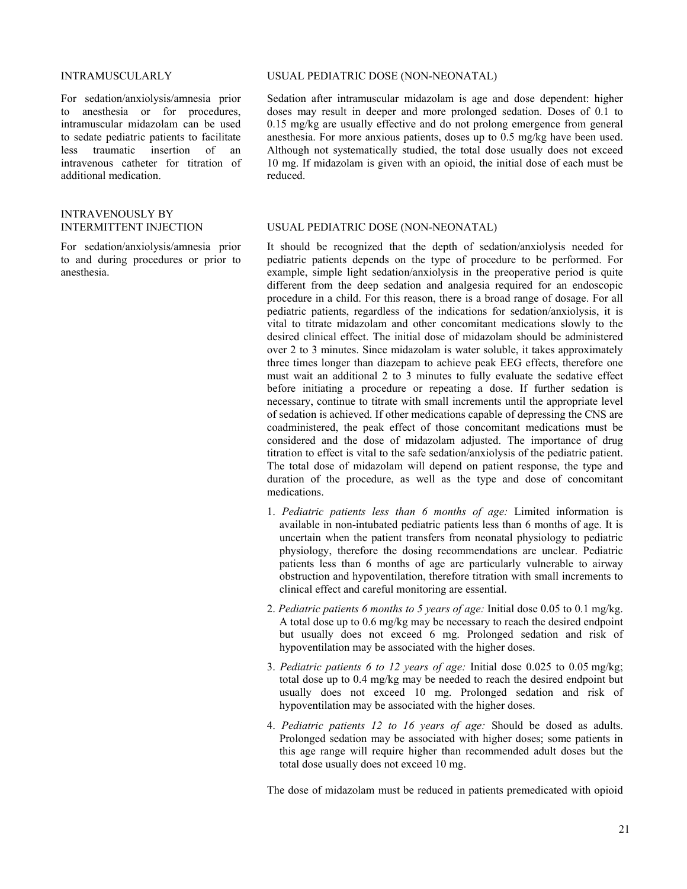INTRAMUSCULARLY

For sedation/anxiolysis/amnesia prior to anesthesia or for procedures, intramuscular midazolam can be used to sedate pediatric patients to facilitate less traumatic insertion of an intravenous catheter for titration of additional medication.

USUAL PEDIATRIC DOSE (NON-NEONATAL)

Sedation after intramuscular midazolam is age and dose dependent: higher doses may result in deeper and more prolonged sedation. Doses of 0.1 to 0.15 mg/kg are usually effective and do not prolong emergence from general anesthesia. For more anxious patients, doses up to 0.5 mg/kg have been used. Although not systematically studied, the total dose usually does not exceed 10 mg. If midazolam is given with an opioid, the initial dose of each must be reduced.

INTRAVENOUSLY BY INTERMITTENT INJECTION

For sedation/anxiolysis/amnesia prior to and during procedures or prior to anesthesia.

USUAL PEDIATRIC DOSE (NON-NEONATAL)

It should be recognized that the depth of sedation/anxiolysis needed for pediatric patients depends on the type of procedure to be performed. For example, simple light sedation/anxiolysis in the preoperative period is quite different from the deep sedation and analgesia required for an endoscopic procedure in a child. For this reason, there is a broad range of dosage. For all pediatric patients, regardless of the indications for sedation/anxiolysis, it is vital to titrate midazolam and other concomitant medications slowly to the desired clinical effect. The initial dose of midazolam should be administered over 2 to 3 minutes. Since midazolam is water soluble, it takes approximately three times longer than diazepam to achieve peak EEG effects, therefore one must wait an additional 2 to 3 minutes to fully evaluate the sedative effect before initiating a procedure or repeating a dose. If further sedation is necessary, continue to titrate with small increments until the appropriate level of sedation is achieved. If other medications capable of depressing the CNS are coadministered, the peak effect of those concomitant medications must be considered and the dose of midazolam adjusted. The importance of drug titration to effect is vital to the safe sedation/anxiolysis of the pediatric patient. The total dose of midazolam will depend on patient response, the type and duration of the procedure, as well as the type and dose of concomitant medications.

1. *Pediatric patients less than 6 months of age:* Limited information is available in non-intubated pediatric patients less than 6 months of age. It is uncertain when the patient transfers from neonatal physiology to pediatric physiology, therefore the dosing recommendations are unclear. Pediatric patients less than 6 months of age are particularly vulnerable to airway obstruction and hypoventilation, therefore titration with small increments to clinical effect and careful monitoring are essential.

2. *Pediatric patients 6 months to 5 years of age:* Initial dose 0.05 to 0.1 mg/kg. A total dose up to 0.6 mg/kg may be necessary to reach the desired endpoint but usually does not exceed 6 mg. Prolonged sedation and risk of hypoventilation may be associated with the higher doses.

3. *Pediatric patients 6 to 12 years of age:* Initial dose 0.025 to 0.05 mg/kg; total dose up to 0.4 mg/kg may be needed to reach the desired endpoint but usually does not exceed 10 mg. Prolonged sedation and risk of hypoventilation may be associated with the higher doses.

4. *Pediatric patients 12 to 16 years of age:* Should be dosed as adults. Prolonged sedation may be associated with higher doses; some patients in this age range will require higher than recommended adult doses but the total dose usually does not exceed 10 mg.

The dose of midazolam must be reduced in patients premedicated with opioid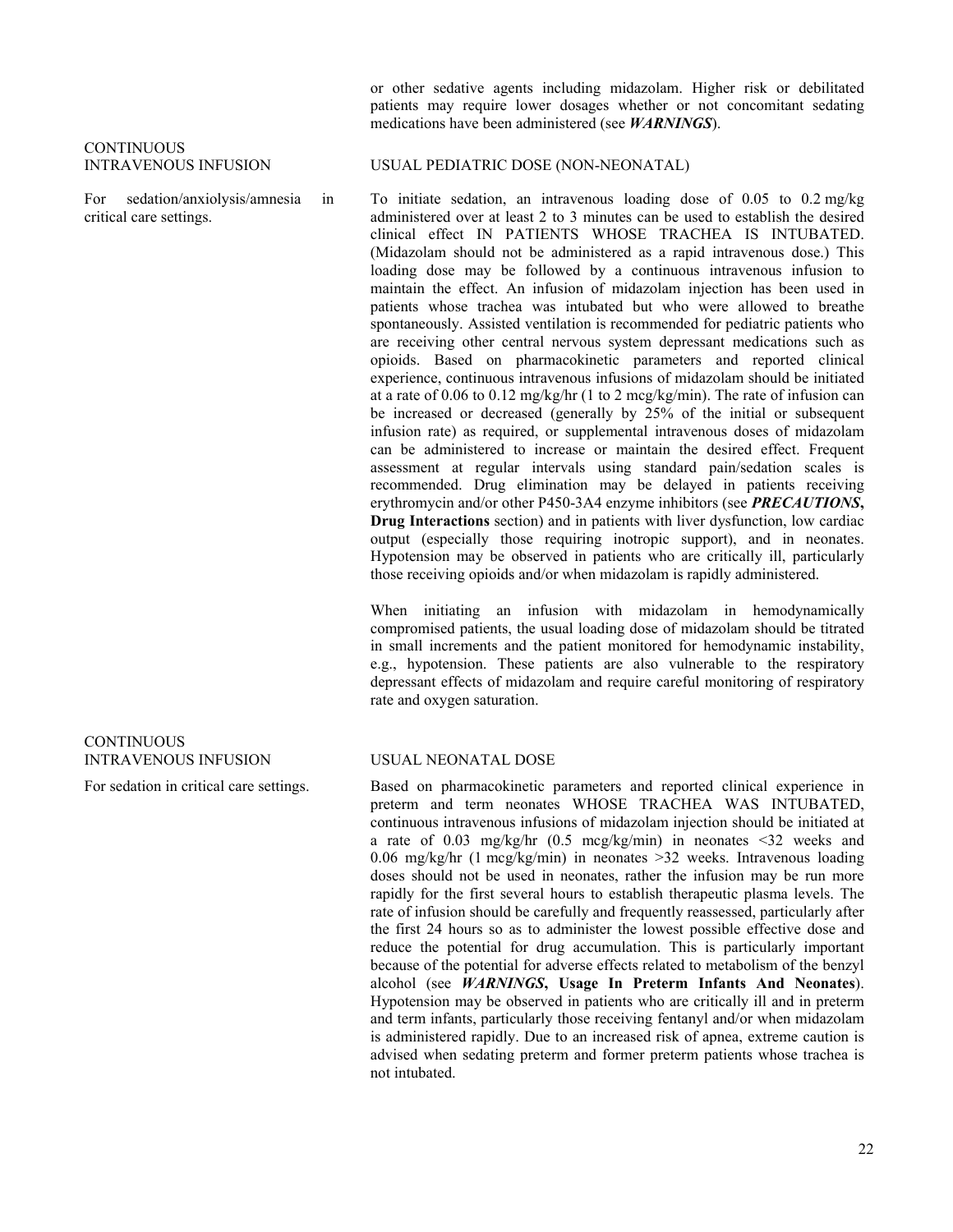or other sedative agents including midazolam. Higher risk or debilitated patients may require lower dosages whether or not concomitant sedating medications have been administered (see ***WARNINGS***).

CONTINUOUS INTRAVENOUS INFUSION

For sedation/anxiolysis/amnesia in critical care settings.

USUAL PEDIATRIC DOSE (NON-NEONATAL)

To initiate sedation, an intravenous loading dose of 0.05 to 0.2 mg/kg administered over at least 2 to 3 minutes can be used to establish the desired clinical effect IN PATIENTS WHOSE TRACHEA IS INTUBATED. (Midazolam should not be administered as a rapid intravenous dose.) This loading dose may be followed by a continuous intravenous infusion to maintain the effect. An infusion of midazolam injection has been used in patients whose trachea was intubated but who were allowed to breathe spontaneously. Assisted ventilation is recommended for pediatric patients who are receiving other central nervous system depressant medications such as opioids. Based on pharmacokinetic parameters and reported clinical experience, continuous intravenous infusions of midazolam should be initiated at a rate of 0.06 to 0.12 mg/kg/hr (1 to 2 mcg/kg/min). The rate of infusion can be increased or decreased (generally by 25% of the initial or subsequent infusion rate) as required, or supplemental intravenous doses of midazolam can be administered to increase or maintain the desired effect. Frequent assessment at regular intervals using standard pain/sedation scales is recommended. Drug elimination may be delayed in patients receiving erythromycin and/or other P450-3A4 enzyme inhibitors (see ***PRECAUTIONS*****, Drug Interactions** section) and in patients with liver dysfunction, low cardiac output (especially those requiring inotropic support), and in neonates. Hypotension may be observed in patients who are critically ill, particularly those receiving opioids and/or when midazolam is rapidly administered.

When initiating an infusion with midazolam in hemodynamically compromised patients, the usual loading dose of midazolam should be titrated in small increments and the patient monitored for hemodynamic instability, e.g., hypotension. These patients are also vulnerable to the respiratory depressant effects of midazolam and require careful monitoring of respiratory rate and oxygen saturation.

CONTINUOUS INTRAVENOUS INFUSION

For sedation in critical care settings.

USUAL NEONATAL DOSE

Based on pharmacokinetic parameters and reported clinical experience in preterm and term neonates WHOSE TRACHEA WAS INTUBATED, continuous intravenous infusions of midazolam injection should be initiated at a rate of 0.03 mg/kg/hr (0.5 mcg/kg/min) in neonates <32 weeks and 0.06 mg/kg/hr (1 mcg/kg/min) in neonates >32 weeks. Intravenous loading doses should not be used in neonates, rather the infusion may be run more rapidly for the first several hours to establish therapeutic plasma levels. The rate of infusion should be carefully and frequently reassessed, particularly after the first 24 hours so as to administer the lowest possible effective dose and reduce the potential for drug accumulation. This is particularly important because of the potential for adverse effects related to metabolism of the benzyl alcohol (see ***WARNINGS*****, Usage In Preterm Infants And Neonates**). Hypotension may be observed in patients who are critically ill and in preterm and term infants, particularly those receiving fentanyl and/or when midazolam is administered rapidly. Due to an increased risk of apnea, extreme caution is advised when sedating preterm and former preterm patients whose trachea is not intubated.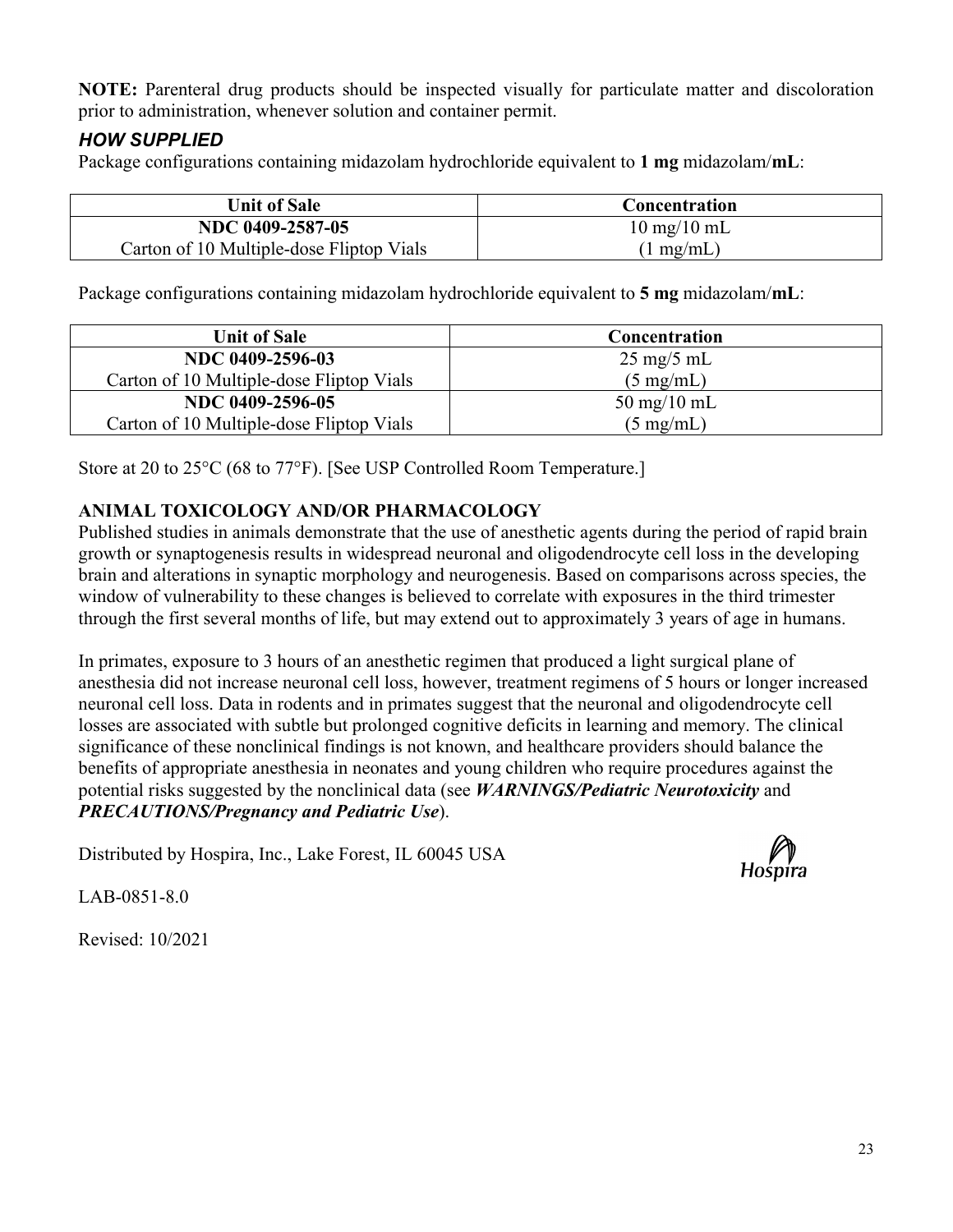**NOTE:** Parenteral drug products should be inspected visually for particulate matter and discoloration prior to administration, whenever solution and container permit.

### *HOW SUPPLIED*

Package configurations containing midazolam hydrochloride equivalent to **1 mg** midazolam/**mL**:

| Unit of Sale | Concentration |
|---|---|
| **NDC 0409-2587-05**<br>Carton of 10 Multiple-dose Fliptop Vials | 10 mg/10 mL<br>(1 mg/mL) |

Package configurations containing midazolam hydrochloride equivalent to **5 mg** midazolam/**mL**:

| Unit of Sale | Concentration |
|---|---|
| **NDC 0409-2596-03**<br>Carton of 10 Multiple-dose Fliptop Vials | 25 mg/5 mL<br>(5 mg/mL) |
| **NDC 0409-2596-05**<br>Carton of 10 Multiple-dose Fliptop Vials | 50 mg/10 mL<br>(5 mg/mL) |

Store at 20 to 25°C (68 to 77°F). [See USP Controlled Room Temperature.]

**ANIMAL TOXICOLOGY AND/OR PHARMACOLOGY**

Published studies in animals demonstrate that the use of anesthetic agents during the period of rapid brain growth or synaptogenesis results in widespread neuronal and oligodendrocyte cell loss in the developing brain and alterations in synaptic morphology and neurogenesis. Based on comparisons across species, the window of vulnerability to these changes is believed to correlate with exposures in the third trimester through the first several months of life, but may extend out to approximately 3 years of age in humans.

In primates, exposure to 3 hours of an anesthetic regimen that produced a light surgical plane of anesthesia did not increase neuronal cell loss, however, treatment regimens of 5 hours or longer increased neuronal cell loss. Data in rodents and in primates suggest that the neuronal and oligodendrocyte cell losses are associated with subtle but prolonged cognitive deficits in learning and memory. The clinical significance of these nonclinical findings is not known, and healthcare providers should balance the benefits of appropriate anesthesia in neonates and young children who require procedures against the potential risks suggested by the nonclinical data (see ***WARNINGS/Pediatric Neurotoxicity*** and ***PRECAUTIONS/Pregnancy and Pediatric Use***).

Distributed by Hospira, Inc., Lake Forest, IL 60045 USA

Hospira

LAB-0851-8.0

Revised: 10/2021